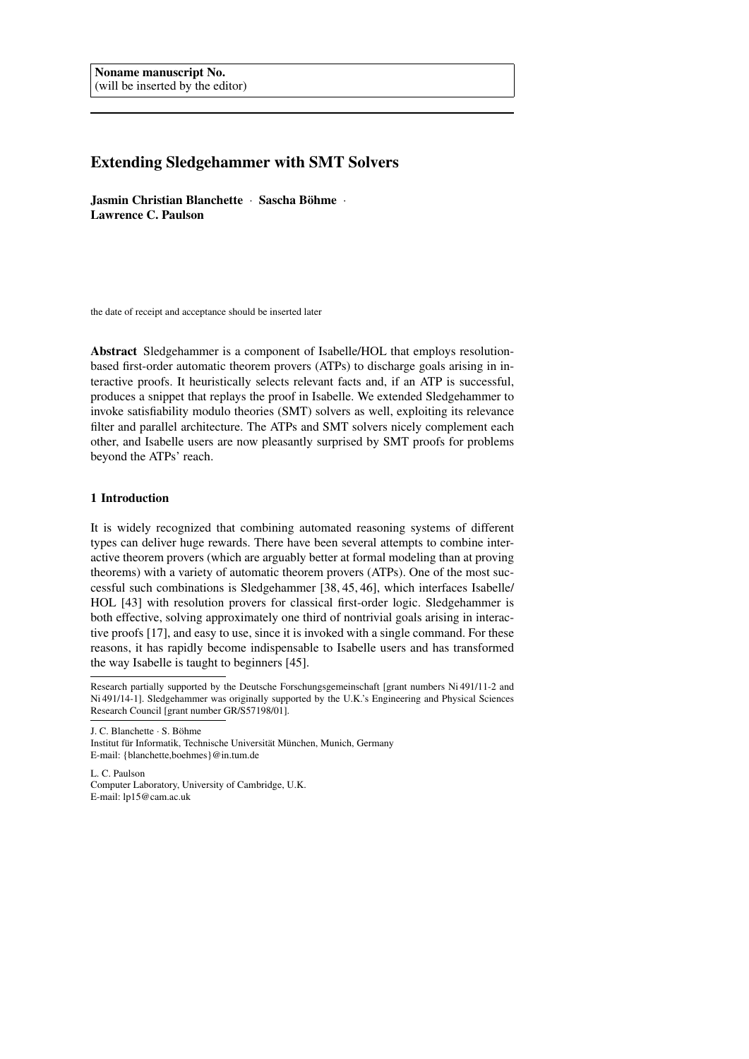Noname manuscript No.
(will be inserted by the editor)

# Extending Sledgehammer with SMT Solvers

**Jasmin Christian Blanchette** · **Sascha Böhme** · **Lawrence C. Paulson**

the date of receipt and acceptance should be inserted later

**Abstract** Sledgehammer is a component of Isabelle/HOL that employs resolution-based first-order automatic theorem provers (ATPs) to discharge goals arising in interactive proofs. It heuristically selects relevant facts and, if an ATP is successful, produces a snippet that replays the proof in Isabelle. We extended Sledgehammer to invoke satisfiability modulo theories (SMT) solvers as well, exploiting its relevance filter and parallel architecture. The ATPs and SMT solvers nicely complement each other, and Isabelle users are now pleasantly surprised by SMT proofs for problems beyond the ATPs' reach.

## 1 Introduction

It is widely recognized that combining automated reasoning systems of different types can deliver huge rewards. There have been several attempts to combine interactive theorem provers (which are arguably better at formal modeling than at proving theorems) with a variety of automatic theorem provers (ATPs). One of the most successful such combinations is Sledgehammer [38, 45, 46], which interfaces Isabelle/HOL [43] with resolution provers for classical first-order logic. Sledgehammer is both effective, solving approximately one third of nontrivial goals arising in interactive proofs [17], and easy to use, since it is invoked with a single command. For these reasons, it has rapidly become indispensable to Isabelle users and has transformed the way Isabelle is taught to beginners [45].

Research partially supported by the Deutsche Forschungsgemeinschaft [grant numbers Ni 491/11-2 and Ni 491/14-1]. Sledgehammer was originally supported by the U.K.'s Engineering and Physical Sciences Research Council [grant number GR/S57198/01].

J. C. Blanchette · S. Böhme
Institut für Informatik, Technische Universität München, Munich, Germany
E-mail: {blanchette,boehmes}@in.tum.de

L. C. Paulson
Computer Laboratory, University of Cambridge, U.K.
E-mail: lp15@cam.ac.uk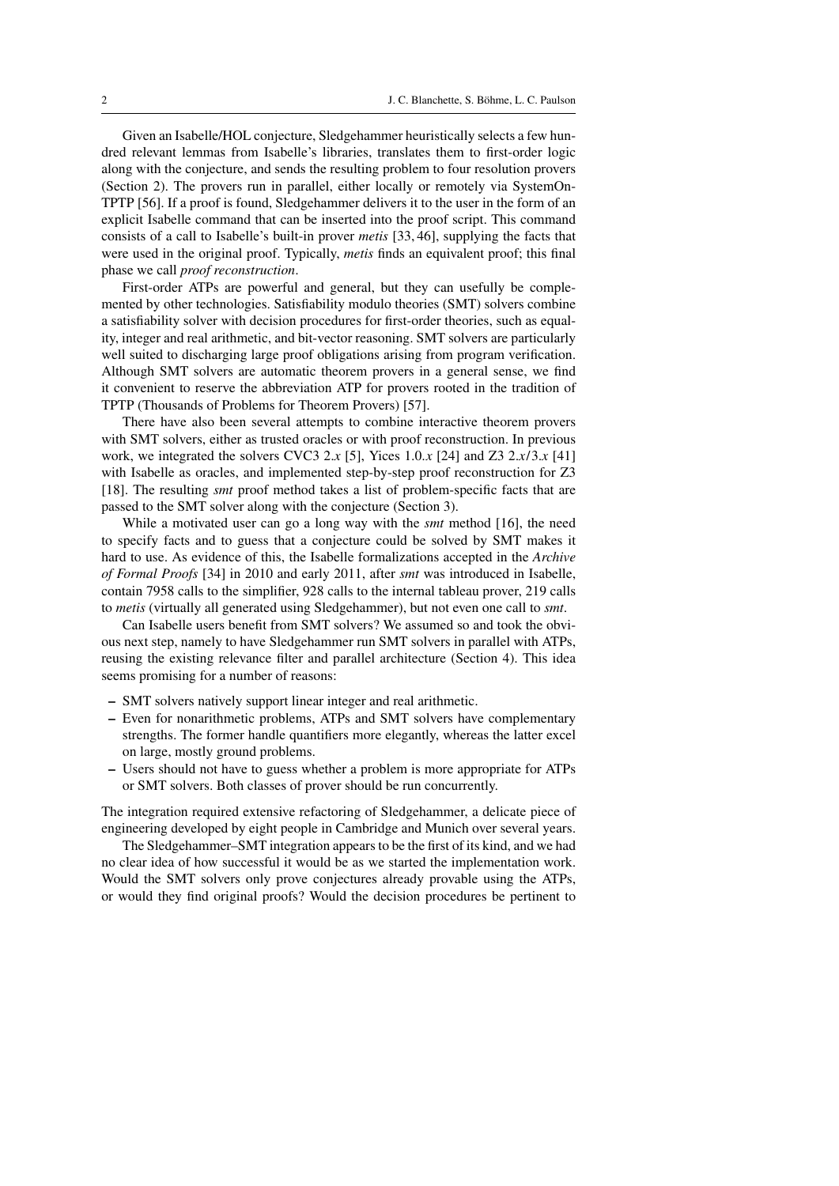Given an Isabelle/HOL conjecture, Sledgehammer heuristically selects a few hundred relevant lemmas from Isabelle's libraries, translates them to first-order logic along with the conjecture, and sends the resulting problem to four resolution provers (Section 2). The provers run in parallel, either locally or remotely via SystemOnTPTP [56]. If a proof is found, Sledgehammer delivers it to the user in the form of an explicit Isabelle command that can be inserted into the proof script. This command consists of a call to Isabelle's built-in prover *metis* [33, 46], supplying the facts that were used in the original proof. Typically, *metis* finds an equivalent proof; this final phase we call *proof reconstruction*.

First-order ATPs are powerful and general, but they can usefully be complemented by other technologies. Satisfiability modulo theories (SMT) solvers combine a satisfiability solver with decision procedures for first-order theories, such as equality, integer and real arithmetic, and bit-vector reasoning. SMT solvers are particularly well suited to discharging large proof obligations arising from program verification. Although SMT solvers are automatic theorem provers in a general sense, we find it convenient to reserve the abbreviation ATP for provers rooted in the tradition of TPTP (Thousands of Problems for Theorem Provers) [57].

There have also been several attempts to combine interactive theorem provers with SMT solvers, either as trusted oracles or with proof reconstruction. In previous work, we integrated the solvers CVC3 2.*x* [5], Yices 1.0.*x* [24] and Z3 2.*x*/3.*x* [41] with Isabelle as oracles, and implemented step-by-step proof reconstruction for Z3 [18]. The resulting *smt* proof method takes a list of problem-specific facts that are passed to the SMT solver along with the conjecture (Section 3).

While a motivated user can go a long way with the *smt* method [16], the need to specify facts and to guess that a conjecture could be solved by SMT makes it hard to use. As evidence of this, the Isabelle formalizations accepted in the *Archive of Formal Proofs* [34] in 2010 and early 2011, after *smt* was introduced in Isabelle, contain 7958 calls to the simplifier, 928 calls to the internal tableau prover, 219 calls to *metis* (virtually all generated using Sledgehammer), but not even one call to *smt*.

Can Isabelle users benefit from SMT solvers? We assumed so and took the obvious next step, namely to have Sledgehammer run SMT solvers in parallel with ATPs, reusing the existing relevance filter and parallel architecture (Section 4). This idea seems promising for a number of reasons:

- SMT solvers natively support linear integer and real arithmetic.
- Even for nonarithmetic problems, ATPs and SMT solvers have complementary strengths. The former handle quantifiers more elegantly, whereas the latter excel on large, mostly ground problems.
- Users should not have to guess whether a problem is more appropriate for ATPs or SMT solvers. Both classes of prover should be run concurrently.

The integration required extensive refactoring of Sledgehammer, a delicate piece of engineering developed by eight people in Cambridge and Munich over several years.

The Sledgehammer–SMT integration appears to be the first of its kind, and we had no clear idea of how successful it would be as we started the implementation work. Would the SMT solvers only prove conjectures already provable using the ATPs, or would they find original proofs? Would the decision procedures be pertinent to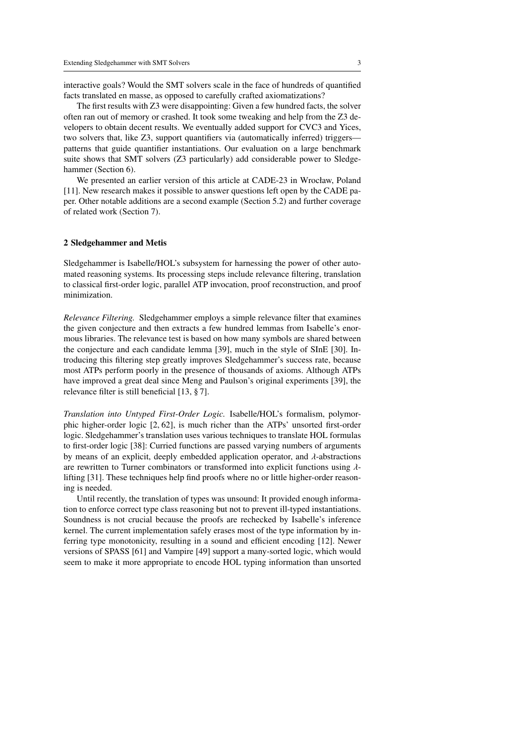interactive goals? Would the SMT solvers scale in the face of hundreds of quantified facts translated en masse, as opposed to carefully crafted axiomatizations?

The first results with Z3 were disappointing: Given a few hundred facts, the solver often ran out of memory or crashed. It took some tweaking and help from the Z3 developers to obtain decent results. We eventually added support for CVC3 and Yices, two solvers that, like Z3, support quantifiers via (automatically inferred) triggers—patterns that guide quantifier instantiations. Our evaluation on a large benchmark suite shows that SMT solvers (Z3 particularly) add considerable power to Sledgehammer (Section 6).

We presented an earlier version of this article at CADE-23 in Wrocław, Poland [11]. New research makes it possible to answer questions left open by the CADE paper. Other notable additions are a second example (Section 5.2) and further coverage of related work (Section 7).

## 2 Sledgehammer and Metis

Sledgehammer is Isabelle/HOL's subsystem for harnessing the power of other automated reasoning systems. Its processing steps include relevance filtering, translation to classical first-order logic, parallel ATP invocation, proof reconstruction, and proof minimization.

*Relevance Filtering.* Sledgehammer employs a simple relevance filter that examines the given conjecture and then extracts a few hundred lemmas from Isabelle's enormous libraries. The relevance test is based on how many symbols are shared between the conjecture and each candidate lemma [39], much in the style of SInE [30]. Introducing this filtering step greatly improves Sledgehammer's success rate, because most ATPs perform poorly in the presence of thousands of axioms. Although ATPs have improved a great deal since Meng and Paulson's original experiments [39], the relevance filter is still beneficial [13, § 7].

*Translation into Untyped First-Order Logic.* Isabelle/HOL's formalism, polymorphic higher-order logic [2, 62], is much richer than the ATPs' unsorted first-order logic. Sledgehammer's translation uses various techniques to translate HOL formulas to first-order logic [38]: Curried functions are passed varying numbers of arguments by means of an explicit, deeply embedded application operator, and $\lambda$-abstractions are rewritten to Turner combinators or transformed into explicit functions using $\lambda$-lifting [31]. These techniques help find proofs where no or little higher-order reasoning is needed.

Until recently, the translation of types was unsound: It provided enough information to enforce correct type class reasoning but not to prevent ill-typed instantiations. Soundness is not crucial because the proofs are rechecked by Isabelle's inference kernel. The current implementation safely erases most of the type information by inferring type monotonicity, resulting in a sound and efficient encoding [12]. Newer versions of SPASS [61] and Vampire [49] support a many-sorted logic, which would seem to make it more appropriate to encode HOL typing information than unsorted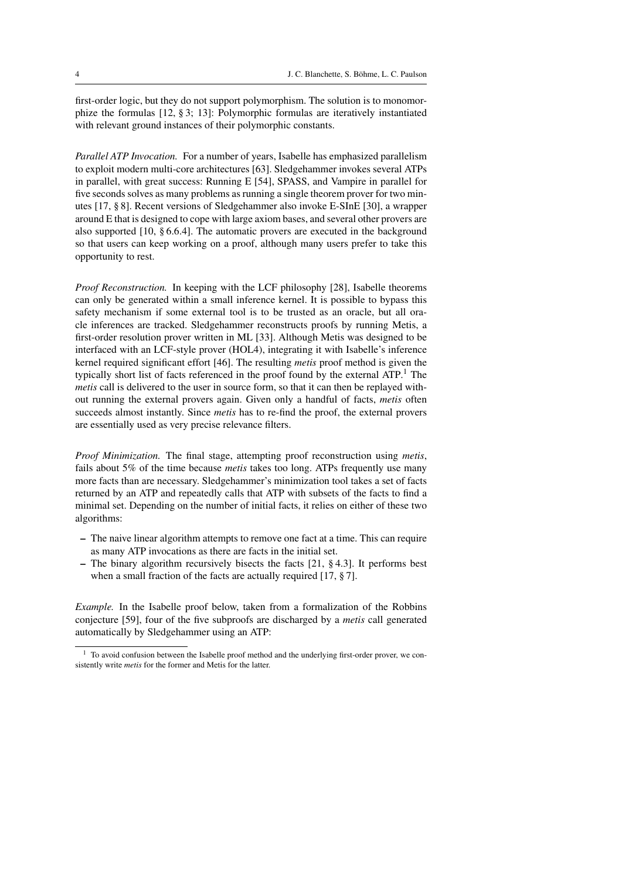first-order logic, but they do not support polymorphism. The solution is to monomorphize the formulas [12, § 3; 13]: Polymorphic formulas are iteratively instantiated with relevant ground instances of their polymorphic constants.

*Parallel ATP Invocation.* For a number of years, Isabelle has emphasized parallelism to exploit modern multi-core architectures [63]. Sledgehammer invokes several ATPs in parallel, with great success: Running E [54], SPASS, and Vampire in parallel for five seconds solves as many problems as running a single theorem prover for two minutes [17, § 8]. Recent versions of Sledgehammer also invoke E-SInE [30], a wrapper around E that is designed to cope with large axiom bases, and several other provers are also supported [10, § 6.6.4]. The automatic provers are executed in the background so that users can keep working on a proof, although many users prefer to take this opportunity to rest.

*Proof Reconstruction.* In keeping with the LCF philosophy [28], Isabelle theorems can only be generated within a small inference kernel. It is possible to bypass this safety mechanism if some external tool is to be trusted as an oracle, but all oracle inferences are tracked. Sledgehammer reconstructs proofs by running Metis, a first-order resolution prover written in ML [33]. Although Metis was designed to be interfaced with an LCF-style prover (HOL4), integrating it with Isabelle's inference kernel required significant effort [46]. The resulting *metis* proof method is given the typically short list of facts referenced in the proof found by the external ATP.[1] The *metis* call is delivered to the user in source form, so that it can then be replayed without running the external provers again. Given only a handful of facts, *metis* often succeeds almost instantly. Since *metis* has to re-find the proof, the external provers are essentially used as very precise relevance filters.

*Proof Minimization.* The final stage, attempting proof reconstruction using *metis*, fails about 5% of the time because *metis* takes too long. ATPs frequently use many more facts than are necessary. Sledgehammer's minimization tool takes a set of facts returned by an ATP and repeatedly calls that ATP with subsets of the facts to find a minimal set. Depending on the number of initial facts, it relies on either of these two algorithms:

– The naive linear algorithm attempts to remove one fact at a time. This can require as many ATP invocations as there are facts in the initial set.
– The binary algorithm recursively bisects the facts [21, § 4.3]. It performs best when a small fraction of the facts are actually required [17, § 7].

*Example.* In the Isabelle proof below, taken from a formalization of the Robbins conjecture [59], four of the five subproofs are discharged by a *metis* call generated automatically by Sledgehammer using an ATP:

[1] To avoid confusion between the Isabelle proof method and the underlying first-order prover, we consistently write *metis* for the former and Metis for the latter.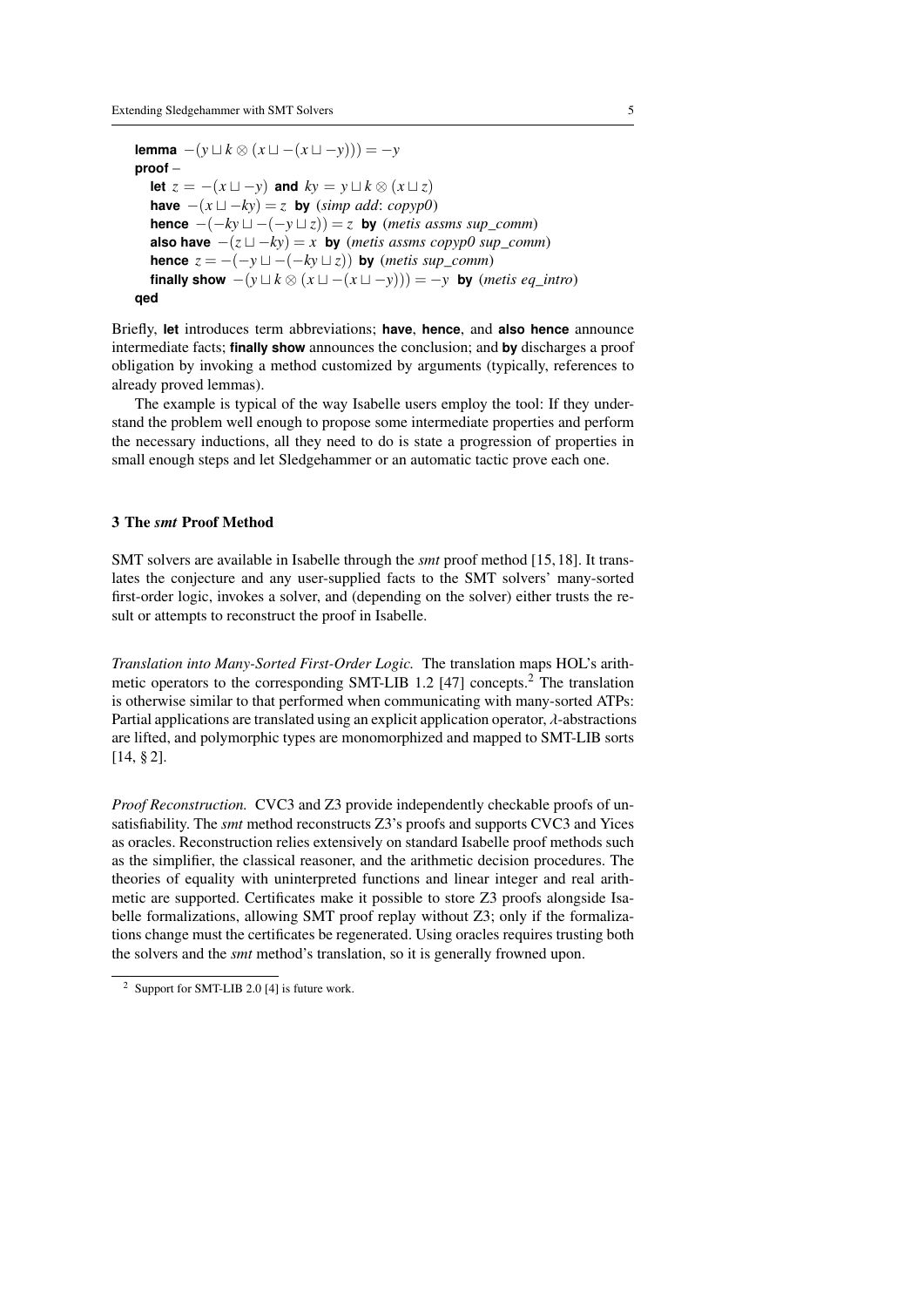**lemma** $-(y \sqcup k \otimes (x \sqcup -(x \sqcup -y))) = -y$
**proof** –
  **let** $z = -(x \sqcup -y)$ **and** $ky = y \sqcup k \otimes (x \sqcup z)$
  **have** $-(x \sqcup -ky) = z$ **by** (*simp add*: *copyp0*)
  **hence** $-(-ky \sqcup -(-y \sqcup z)) = z$ **by** (*metis assms sup_comm*)
  **also have** $-(z \sqcup -ky) = x$ **by** (*metis assms copyp0 sup_comm*)
  **hence** $z = -(-y \sqcup -(-ky \sqcup z))$ **by** (*metis sup_comm*)
  **finally show** $-(y \sqcup k \otimes (x \sqcup -(x \sqcup -y))) = -y$ **by** (*metis eq_intro*)
**qed**

Briefly, **let** introduces term abbreviations; **have**, **hence**, and **also hence** announce intermediate facts; **finally show** announces the conclusion; and **by** discharges a proof obligation by invoking a method customized by arguments (typically, references to already proved lemmas).

The example is typical of the way Isabelle users employ the tool: If they understand the problem well enough to propose some intermediate properties and perform the necessary inductions, all they need to do is state a progression of properties in small enough steps and let Sledgehammer or an automatic tactic prove each one.

## 3 The *smt* Proof Method

SMT solvers are available in Isabelle through the *smt* proof method [15, 18]. It translates the conjecture and any user-supplied facts to the SMT solvers' many-sorted first-order logic, invokes a solver, and (depending on the solver) either trusts the result or attempts to reconstruct the proof in Isabelle.

*Translation into Many-Sorted First-Order Logic.* The translation maps HOL's arithmetic operators to the corresponding SMT-LIB 1.2 [47] concepts.[2] The translation is otherwise similar to that performed when communicating with many-sorted ATPs: Partial applications are translated using an explicit application operator, $\lambda$-abstractions are lifted, and polymorphic types are monomorphized and mapped to SMT-LIB sorts [14, § 2].

*Proof Reconstruction.* CVC3 and Z3 provide independently checkable proofs of unsatisfiability. The *smt* method reconstructs Z3's proofs and supports CVC3 and Yices as oracles. Reconstruction relies extensively on standard Isabelle proof methods such as the simplifier, the classical reasoner, and the arithmetic decision procedures. The theories of equality with uninterpreted functions and linear integer and real arithmetic are supported. Certificates make it possible to store Z3 proofs alongside Isabelle formalizations, allowing SMT proof replay without Z3; only if the formalizations change must the certificates be regenerated. Using oracles requires trusting both the solvers and the *smt* method's translation, so it is generally frowned upon.

[2] Support for SMT-LIB 2.0 [4] is future work.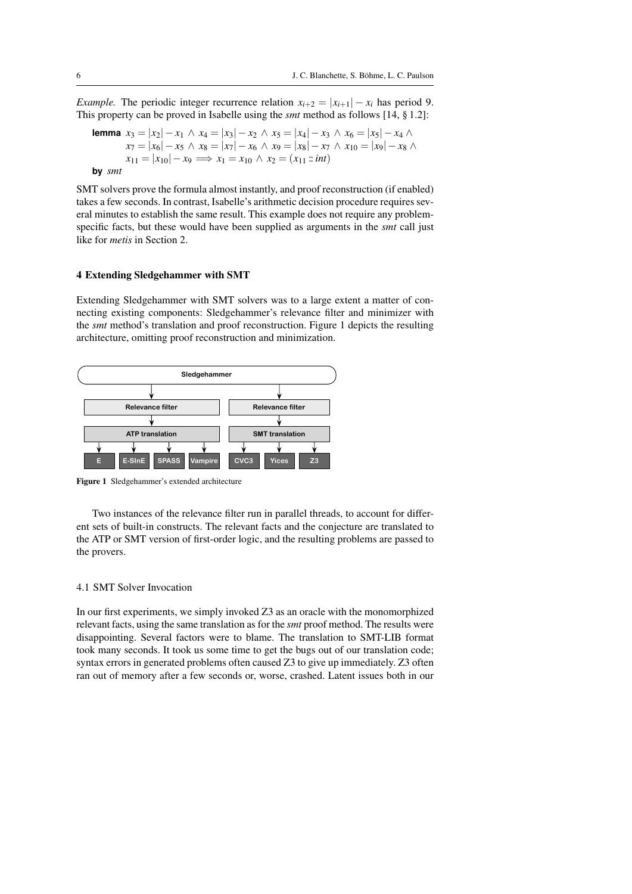*Example.* The periodic integer recurrence relation $x_{i+2} = |x_{i+1}| - x_i$ has period 9. This property can be proved in Isabelle using the *smt* method as follows [14, § 1.2]:

**lemma** $x_3 = |x_2| - x_1 \wedge x_4 = |x_3| - x_2 \wedge x_5 = |x_4| - x_3 \wedge x_6 = |x_5| - x_4 \wedge$
$x_7 = |x_6| - x_5 \wedge x_8 = |x_7| - x_6 \wedge x_9 = |x_8| - x_7 \wedge x_{10} = |x_9| - x_8 \wedge$
$x_{11} = |x_{10}| - x_9 \Longrightarrow x_1 = x_{10} \wedge x_2 = (x_{11} :: int)$
**by** *smt*

SMT solvers prove the formula almost instantly, and proof reconstruction (if enabled) takes a few seconds. In contrast, Isabelle's arithmetic decision procedure requires several minutes to establish the same result. This example does not require any problem-specific facts, but these would have been supplied as arguments in the *smt* call just like for *metis* in Section 2.

## 4 Extending Sledgehammer with SMT

Extending Sledgehammer with SMT solvers was to a large extent a matter of connecting existing components: Sledgehammer's relevance filter and minimizer with the *smt* method's translation and proof reconstruction. Figure 1 depicts the resulting architecture, omitting proof reconstruction and minimization.

**Figure 1** Sledgehammer's extended architecture

Two instances of the relevance filter run in parallel threads, to account for different sets of built-in constructs. The relevant facts and the conjecture are translated to the ATP or SMT version of first-order logic, and the resulting problems are passed to the provers.

### 4.1 SMT Solver Invocation

In our first experiments, we simply invoked Z3 as an oracle with the monomorphized relevant facts, using the same translation as for the *smt* proof method. The results were disappointing. Several factors were to blame. The translation to SMT-LIB format took many seconds. It took us some time to get the bugs out of our translation code; syntax errors in generated problems often caused Z3 to give up immediately. Z3 often ran out of memory after a few seconds or, worse, crashed. Latent issues both in our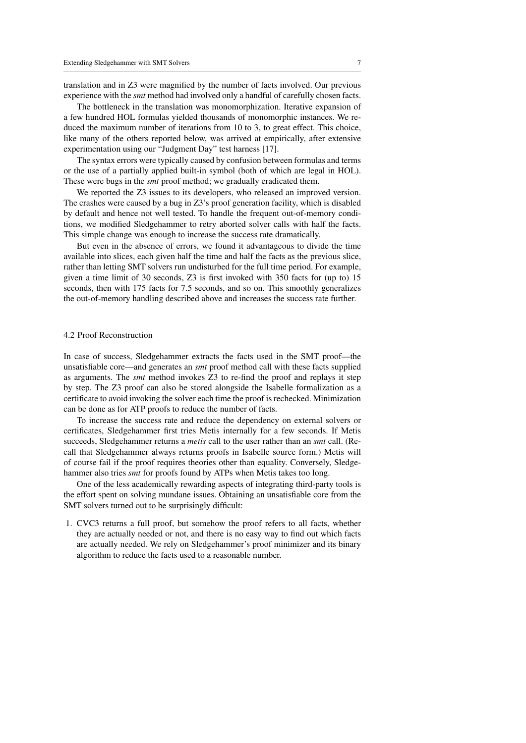translation and in Z3 were magnified by the number of facts involved. Our previous experience with the *smt* method had involved only a handful of carefully chosen facts.

The bottleneck in the translation was monomorphization. Iterative expansion of a few hundred HOL formulas yielded thousands of monomorphic instances. We reduced the maximum number of iterations from 10 to 3, to great effect. This choice, like many of the others reported below, was arrived at empirically, after extensive experimentation using our "Judgment Day" test harness [17].

The syntax errors were typically caused by confusion between formulas and terms or the use of a partially applied built-in symbol (both of which are legal in HOL). These were bugs in the *smt* proof method; we gradually eradicated them.

We reported the Z3 issues to its developers, who released an improved version. The crashes were caused by a bug in Z3's proof generation facility, which is disabled by default and hence not well tested. To handle the frequent out-of-memory conditions, we modified Sledgehammer to retry aborted solver calls with half the facts. This simple change was enough to increase the success rate dramatically.

But even in the absence of errors, we found it advantageous to divide the time available into slices, each given half the time and half the facts as the previous slice, rather than letting SMT solvers run undisturbed for the full time period. For example, given a time limit of 30 seconds, Z3 is first invoked with 350 facts for (up to) 15 seconds, then with 175 facts for 7.5 seconds, and so on. This smoothly generalizes the out-of-memory handling described above and increases the success rate further.

### 4.2 Proof Reconstruction

In case of success, Sledgehammer extracts the facts used in the SMT proof—the unsatisfiable core—and generates an *smt* proof method call with these facts supplied as arguments. The *smt* method invokes Z3 to re-find the proof and replays it step by step. The Z3 proof can also be stored alongside the Isabelle formalization as a certificate to avoid invoking the solver each time the proof is rechecked. Minimization can be done as for ATP proofs to reduce the number of facts.

To increase the success rate and reduce the dependency on external solvers or certificates, Sledgehammer first tries Metis internally for a few seconds. If Metis succeeds, Sledgehammer returns a *metis* call to the user rather than an *smt* call. (Recall that Sledgehammer always returns proofs in Isabelle source form.) Metis will of course fail if the proof requires theories other than equality. Conversely, Sledgehammer also tries *smt* for proofs found by ATPs when Metis takes too long.

One of the less academically rewarding aspects of integrating third-party tools is the effort spent on solving mundane issues. Obtaining an unsatisfiable core from the SMT solvers turned out to be surprisingly difficult:

1. CVC3 returns a full proof, but somehow the proof refers to all facts, whether they are actually needed or not, and there is no easy way to find out which facts are actually needed. We rely on Sledgehammer's proof minimizer and its binary algorithm to reduce the facts used to a reasonable number.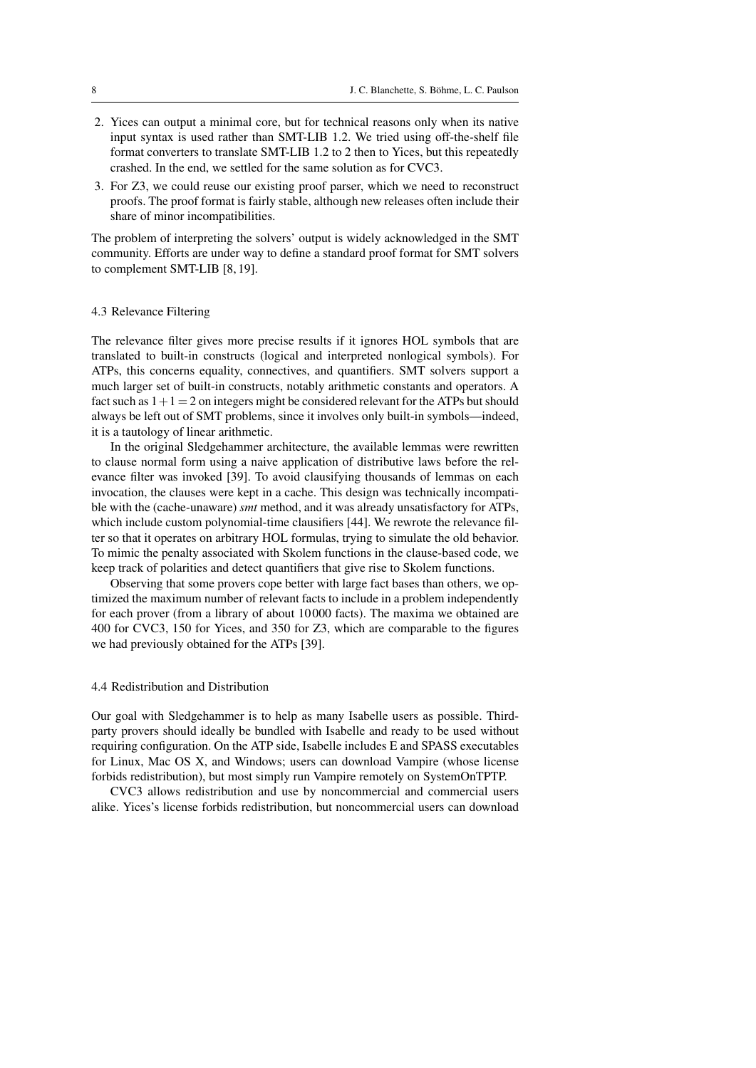2. Yices can output a minimal core, but for technical reasons only when its native input syntax is used rather than SMT-LIB 1.2. We tried using off-the-shelf file format converters to translate SMT-LIB 1.2 to 2 then to Yices, but this repeatedly crashed. In the end, we settled for the same solution as for CVC3.
3. For Z3, we could reuse our existing proof parser, which we need to reconstruct proofs. The proof format is fairly stable, although new releases often include their share of minor incompatibilities.

The problem of interpreting the solvers' output is widely acknowledged in the SMT community. Efforts are under way to define a standard proof format for SMT solvers to complement SMT-LIB [8, 19].

### 4.3 Relevance Filtering

The relevance filter gives more precise results if it ignores HOL symbols that are translated to built-in constructs (logical and interpreted nonlogical symbols). For ATPs, this concerns equality, connectives, and quantifiers. SMT solvers support a much larger set of built-in constructs, notably arithmetic constants and operators. A fact such as $1+1=2$ on integers might be considered relevant for the ATPs but should always be left out of SMT problems, since it involves only built-in symbols—indeed, it is a tautology of linear arithmetic.

In the original Sledgehammer architecture, the available lemmas were rewritten to clause normal form using a naive application of distributive laws before the relevance filter was invoked [39]. To avoid clausifying thousands of lemmas on each invocation, the clauses were kept in a cache. This design was technically incompatible with the (cache-unaware) *smt* method, and it was already unsatisfactory for ATPs, which include custom polynomial-time clausifiers [44]. We rewrote the relevance filter so that it operates on arbitrary HOL formulas, trying to simulate the old behavior. To mimic the penalty associated with Skolem functions in the clause-based code, we keep track of polarities and detect quantifiers that give rise to Skolem functions.

Observing that some provers cope better with large fact bases than others, we optimized the maximum number of relevant facts to include in a problem independently for each prover (from a library of about 10 000 facts). The maxima we obtained are 400 for CVC3, 150 for Yices, and 350 for Z3, which are comparable to the figures we had previously obtained for the ATPs [39].

### 4.4 Redistribution and Distribution

Our goal with Sledgehammer is to help as many Isabelle users as possible. Third-party provers should ideally be bundled with Isabelle and ready to be used without requiring configuration. On the ATP side, Isabelle includes E and SPASS executables for Linux, Mac OS X, and Windows; users can download Vampire (whose license forbids redistribution), but most simply run Vampire remotely on SystemOnTPTP.

CVC3 allows redistribution and use by noncommercial and commercial users alike. Yices's license forbids redistribution, but noncommercial users can download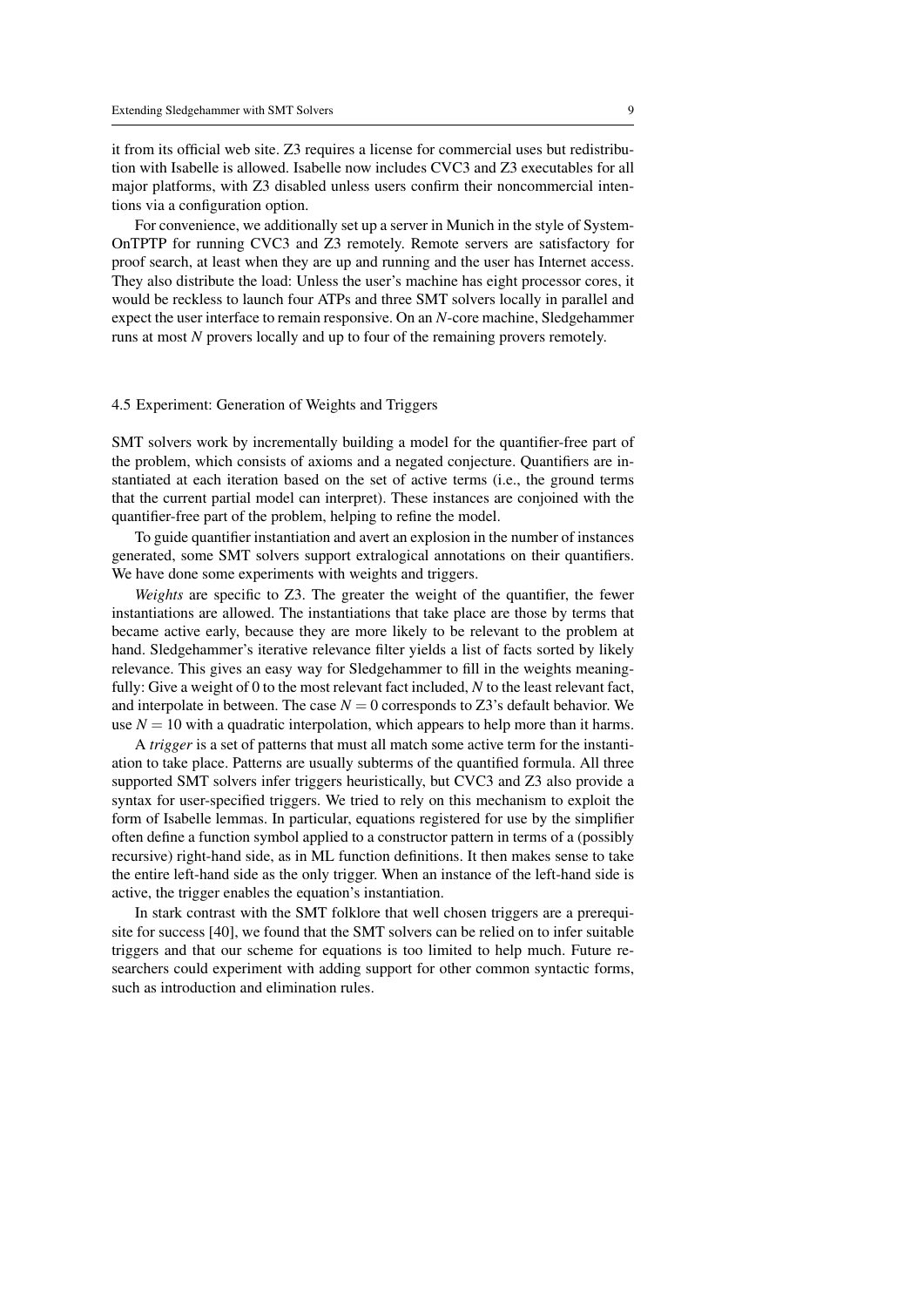it from its official web site. Z3 requires a license for commercial uses but redistribution with Isabelle is allowed. Isabelle now includes CVC3 and Z3 executables for all major platforms, with Z3 disabled unless users confirm their noncommercial intentions via a configuration option.

For convenience, we additionally set up a server in Munich in the style of System-OnTPTP for running CVC3 and Z3 remotely. Remote servers are satisfactory for proof search, at least when they are up and running and the user has Internet access. They also distribute the load: Unless the user's machine has eight processor cores, it would be reckless to launch four ATPs and three SMT solvers locally in parallel and expect the user interface to remain responsive. On an $N$-core machine, Sledgehammer runs at most $N$ provers locally and up to four of the remaining provers remotely.

### 4.5 Experiment: Generation of Weights and Triggers

SMT solvers work by incrementally building a model for the quantifier-free part of the problem, which consists of axioms and a negated conjecture. Quantifiers are instantiated at each iteration based on the set of active terms (i.e., the ground terms that the current partial model can interpret). These instances are conjoined with the quantifier-free part of the problem, helping to refine the model.

To guide quantifier instantiation and avert an explosion in the number of instances generated, some SMT solvers support extralogical annotations on their quantifiers. We have done some experiments with weights and triggers.

*Weights* are specific to Z3. The greater the weight of the quantifier, the fewer instantiations are allowed. The instantiations that take place are those by terms that became active early, because they are more likely to be relevant to the problem at hand. Sledgehammer's iterative relevance filter yields a list of facts sorted by likely relevance. This gives an easy way for Sledgehammer to fill in the weights meaningfully: Give a weight of 0 to the most relevant fact included, $N$ to the least relevant fact, and interpolate in between. The case $N = 0$ corresponds to Z3's default behavior. We use $N = 10$ with a quadratic interpolation, which appears to help more than it harms.

A *trigger* is a set of patterns that must all match some active term for the instantiation to take place. Patterns are usually subterms of the quantified formula. All three supported SMT solvers infer triggers heuristically, but CVC3 and Z3 also provide a syntax for user-specified triggers. We tried to rely on this mechanism to exploit the form of Isabelle lemmas. In particular, equations registered for use by the simplifier often define a function symbol applied to a constructor pattern in terms of a (possibly recursive) right-hand side, as in ML function definitions. It then makes sense to take the entire left-hand side as the only trigger. When an instance of the left-hand side is active, the trigger enables the equation's instantiation.

In stark contrast with the SMT folklore that well chosen triggers are a prerequisite for success [40], we found that the SMT solvers can be relied on to infer suitable triggers and that our scheme for equations is too limited to help much. Future researchers could experiment with adding support for other common syntactic forms, such as introduction and elimination rules.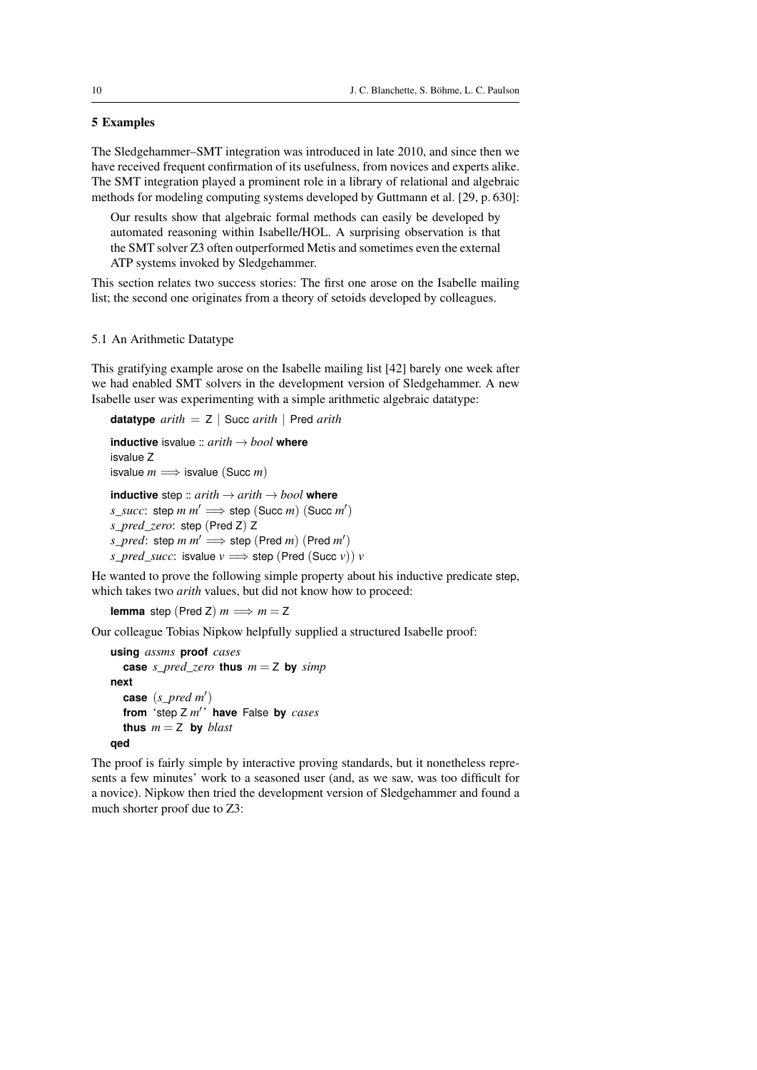## 5 Examples

The Sledgehammer–SMT integration was introduced in late 2010, and since then we have received frequent confirmation of its usefulness, from novices and experts alike. The SMT integration played a prominent role in a library of relational and algebraic methods for modeling computing systems developed by Guttmann et al. [29, p. 630]:

> Our results show that algebraic formal methods can easily be developed by automated reasoning within Isabelle/HOL. A surprising observation is that the SMT solver Z3 often outperformed Metis and sometimes even the external ATP systems invoked by Sledgehammer.

This section relates two success stories: The first one arose on the Isabelle mailing list; the second one originates from a theory of setoids developed by colleagues.

### 5.1 An Arithmetic Datatype

This gratifying example arose on the Isabelle mailing list [42] barely one week after we had enabled SMT solvers in the development version of Sledgehammer. A new Isabelle user was experimenting with a simple arithmetic algebraic datatype:

```
datatype arith = Z | Succ arith | Pred arith

inductive isvalue :: arith → bool where
isvalue Z
isvalue m ⟹ isvalue (Succ m)

inductive step :: arith → arith → bool where
s_succ: step m m′ ⟹ step (Succ m) (Succ m′)
s_pred_zero: step (Pred Z) Z
s_pred: step m m′ ⟹ step (Pred m) (Pred m′)
s_pred_succ: isvalue v ⟹ step (Pred (Succ v)) v
```

He wanted to prove the following simple property about his inductive predicate step, which takes two *arith* values, but did not know how to proceed:

```
lemma step (Pred Z) m ⟹ m = Z
```

Our colleague Tobias Nipkow helpfully supplied a structured Isabelle proof:

```
using assms proof cases
  case s_pred_zero thus m = Z by simp
next
  case (s_pred m′)
  from ‘step Z m′’ have False by cases
  thus m = Z by blast
qed
```

The proof is fairly simple by interactive proving standards, but it nonetheless represents a few minutes' work to a seasoned user (and, as we saw, was too difficult for a novice). Nipkow then tried the development version of Sledgehammer and found a much shorter proof due to Z3: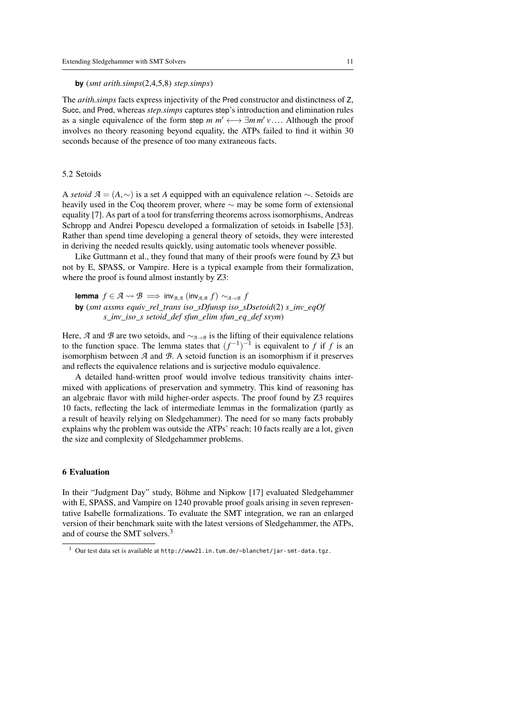**by** (*smt arith.simps*(2,4,5,8) *step.simps*)

The *arith.simps* facts express injectivity of the Pred constructor and distinctness of Z, Succ, and Pred, whereas *step.simps* captures step's introduction and elimination rules as a single equivalence of the form step $m\ m' \longleftrightarrow \exists m\, m'\, v \ldots$. Although the proof involves no theory reasoning beyond equality, the ATPs failed to find it within 30 seconds because of the presence of too many extraneous facts.

### 5.2 Setoids

A *setoid* $\mathcal{A} = (A, \sim)$ is a set $A$ equipped with an equivalence relation $\sim$. Setoids are heavily used in the Coq theorem prover, where $\sim$ may be some form of extensional equality [7]. As part of a tool for transferring theorems across isomorphisms, Andreas Schropp and Andrei Popescu developed a formalization of setoids in Isabelle [53]. Rather than spend time developing a general theory of setoids, they were interested in deriving the needed results quickly, using automatic tools whenever possible.

Like Guttmann et al., they found that many of their proofs were found by Z3 but not by E, SPASS, or Vampire. Here is a typical example from their formalization, where the proof is found almost instantly by Z3:

**lemma** $f \in \mathcal{A} \rightsquigarrow \mathcal{B} \implies \mathsf{inv}_{\mathcal{B},\mathcal{A}}\ (\mathsf{inv}_{\mathcal{A},\mathcal{B}}\ f) \sim_{\mathcal{A}\to\mathcal{B}} f$
**by** (*smt assms equiv_rel_trans iso_sDfunsp iso_sDsetoid*(2) *s_inv_eqOf s_inv_iso_s setoid_def sfun_elim sfun_eq_def ssym*)

Here, $\mathcal{A}$ and $\mathcal{B}$ are two setoids, and $\sim_{\mathcal{A}\to\mathcal{B}}$ is the lifting of their equivalence relations to the function space. The lemma states that $(f^{-1})^{-1}$ is equivalent to $f$ if $f$ is an isomorphism between $\mathcal{A}$ and $\mathcal{B}$. A setoid function is an isomorphism if it preserves and reflects the equivalence relations and is surjective modulo equivalence.

A detailed hand-written proof would involve tedious transitivity chains intermixed with applications of preservation and symmetry. This kind of reasoning has an algebraic flavor with mild higher-order aspects. The proof found by Z3 requires 10 facts, reflecting the lack of intermediate lemmas in the formalization (partly as a result of heavily relying on Sledgehammer). The need for so many facts probably explains why the problem was outside the ATPs' reach; 10 facts really are a lot, given the size and complexity of Sledgehammer problems.

## 6 Evaluation

In their "Judgment Day" study, Böhme and Nipkow [17] evaluated Sledgehammer with E, SPASS, and Vampire on 1240 provable proof goals arising in seven representative Isabelle formalizations. To evaluate the SMT integration, we ran an enlarged version of their benchmark suite with the latest versions of Sledgehammer, the ATPs, and of course the SMT solvers.[3]

[3] Our test data set is available at `http://www21.in.tum.de/~blanchet/jar-smt-data.tgz`.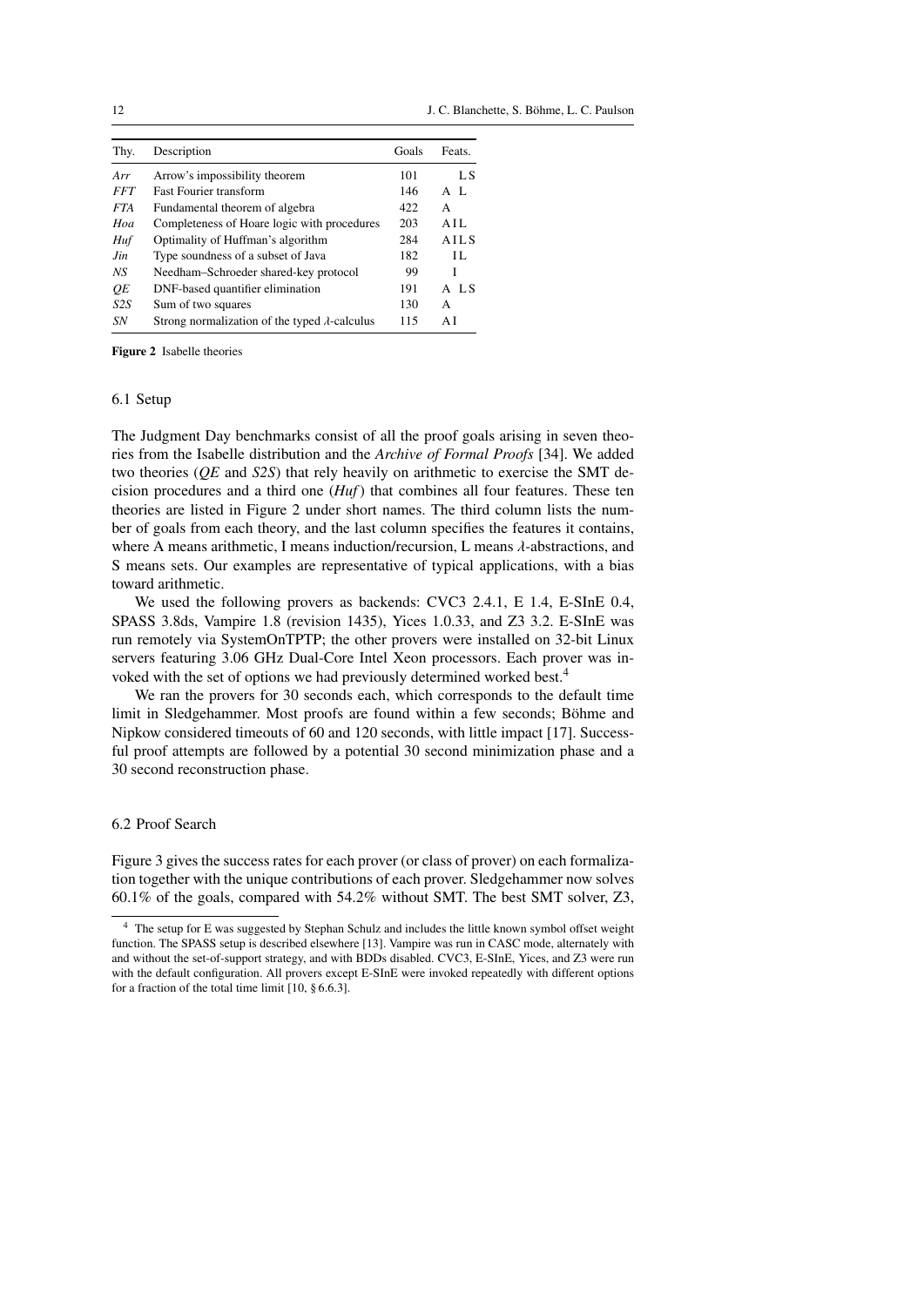| Thy. | Description | Goals | Feats. |
|---|---|---|---|
| *Arr* | Arrow's impossibility theorem | 101 | L S |
| *FFT* | Fast Fourier transform | 146 | A L |
| *FTA* | Fundamental theorem of algebra | 422 | A |
| *Hoa* | Completeness of Hoare logic with procedures | 203 | A I L |
| *Huf* | Optimality of Huffman's algorithm | 284 | A I L S |
| *Jin* | Type soundness of a subset of Java | 182 | I L |
| *NS* | Needham–Schroeder shared-key protocol | 99 | I |
| *QE* | DNF-based quantifier elimination | 191 | A L S |
| *S2S* | Sum of two squares | 130 | A |
| *SN* | Strong normalization of the typed $\lambda$-calculus | 115 | A I |

**Figure 2** Isabelle theories

### 6.1 Setup

The Judgment Day benchmarks consist of all the proof goals arising in seven theories from the Isabelle distribution and the *Archive of Formal Proofs* [34]. We added two theories (*QE* and *S2S*) that rely heavily on arithmetic to exercise the SMT decision procedures and a third one (*Huf*) that combines all four features. These ten theories are listed in Figure 2 under short names. The third column lists the number of goals from each theory, and the last column specifies the features it contains, where A means arithmetic, I means induction/recursion, L means $\lambda$-abstractions, and S means sets. Our examples are representative of typical applications, with a bias toward arithmetic.

We used the following provers as backends: CVC3 2.4.1, E 1.4, E-SInE 0.4, SPASS 3.8ds, Vampire 1.8 (revision 1435), Yices 1.0.33, and Z3 3.2. E-SInE was run remotely via SystemOnTPTP; the other provers were installed on 32-bit Linux servers featuring 3.06 GHz Dual-Core Intel Xeon processors. Each prover was invoked with the set of options we had previously determined worked best.[4]

We ran the provers for 30 seconds each, which corresponds to the default time limit in Sledgehammer. Most proofs are found within a few seconds; Böhme and Nipkow considered timeouts of 60 and 120 seconds, with little impact [17]. Successful proof attempts are followed by a potential 30 second minimization phase and a 30 second reconstruction phase.

### 6.2 Proof Search

Figure 3 gives the success rates for each prover (or class of prover) on each formalization together with the unique contributions of each prover. Sledgehammer now solves 60.1% of the goals, compared with 54.2% without SMT. The best SMT solver, Z3,

[4] The setup for E was suggested by Stephan Schulz and includes the little known symbol offset weight function. The SPASS setup is described elsewhere [13]. Vampire was run in CASC mode, alternately with and without the set-of-support strategy, and with BDDs disabled. CVC3, E-SInE, Yices, and Z3 were run with the default configuration. All provers except E-SInE were invoked repeatedly with different options for a fraction of the total time limit [10, § 6.6.3].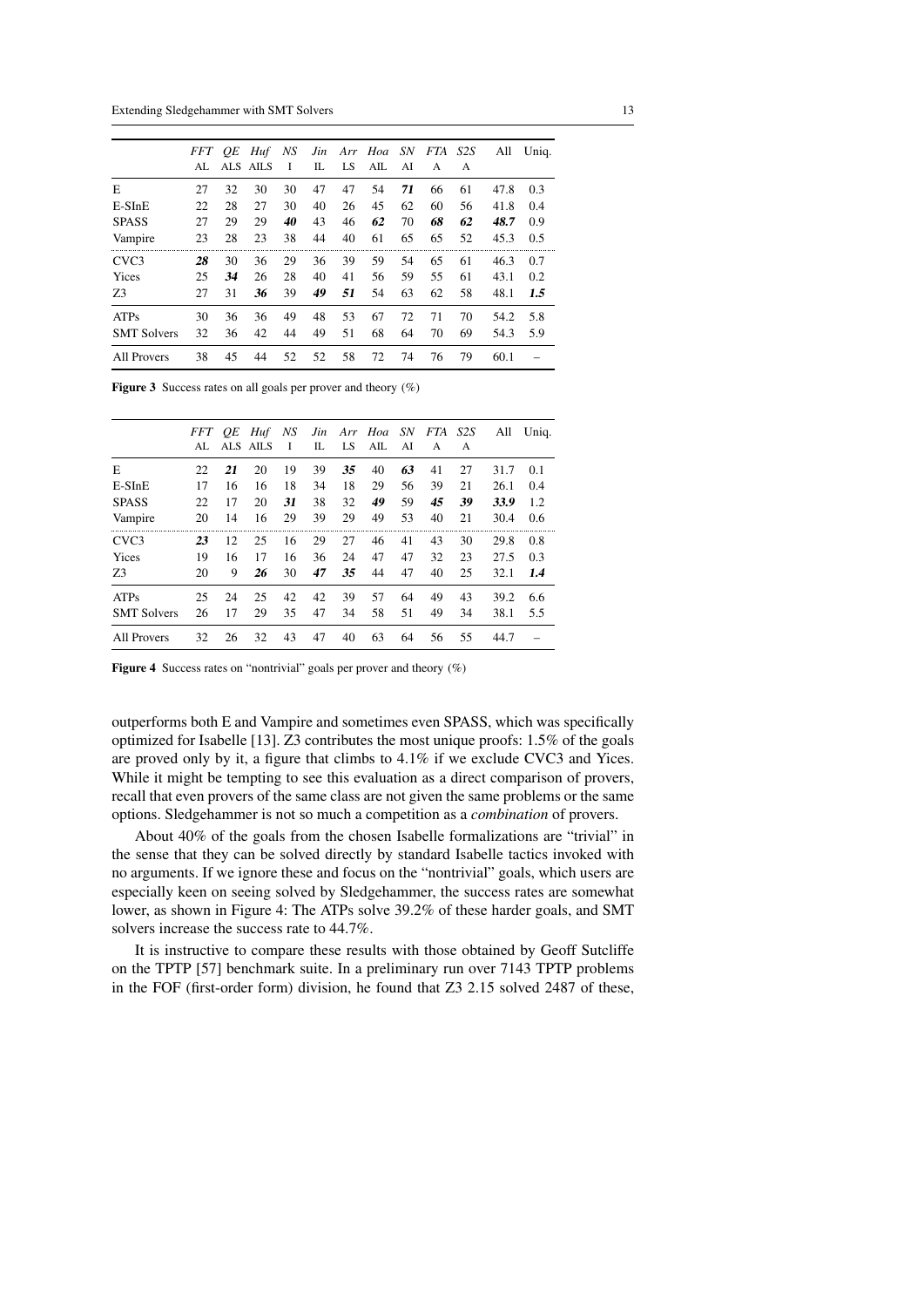| | *FFT* AL | *QE* ALS | *Huf* AILS | *NS* I | *Jin* IL | *Arr* LS | *Hoa* AIL | *SN* AI | *FTA* A | *S2S* A | All | Uniq. |
|---|---|---|---|---|---|---|---|---|---|---|---|---|
| E | 27 | 32 | 30 | 30 | 47 | 47 | 54 | ***71*** | 66 | 61 | 47.8 | 0.3 |
| E-SInE | 22 | 28 | 27 | 30 | 40 | 26 | 45 | 62 | 60 | 56 | 41.8 | 0.4 |
| SPASS | 27 | 29 | 29 | ***40*** | 43 | 46 | ***62*** | 70 | ***68*** | ***62*** | ***48.7*** | 0.9 |
| Vampire | 23 | 28 | 23 | 38 | 44 | 40 | 61 | 65 | 65 | 52 | 45.3 | 0.5 |
| CVC3 | ***28*** | 30 | 36 | 29 | 36 | 39 | 59 | 54 | 65 | 61 | 46.3 | 0.7 |
| Yices | 25 | ***34*** | 26 | 28 | 40 | 41 | 56 | 59 | 55 | 61 | 43.1 | 0.2 |
| Z3 | 27 | 31 | ***36*** | 39 | ***49*** | ***51*** | 54 | 63 | 62 | 58 | 48.1 | ***1.5*** |
| ATPs | 30 | 36 | 36 | 49 | 48 | 53 | 67 | 72 | 71 | 70 | 54.2 | 5.8 |
| SMT Solvers | 32 | 36 | 42 | 44 | 49 | 51 | 68 | 64 | 70 | 69 | 54.3 | 5.9 |
| All Provers | 38 | 45 | 44 | 52 | 52 | 58 | 72 | 74 | 76 | 79 | 60.1 | – |

**Figure 3** Success rates on all goals per prover and theory (%)

| | *FFT* AL | *QE* ALS | *Huf* AILS | *NS* I | *Jin* IL | *Arr* LS | *Hoa* AIL | *SN* AI | *FTA* A | *S2S* A | All | Uniq. |
|---|---|---|---|---|---|---|---|---|---|---|---|---|
| E | 22 | ***21*** | 20 | 19 | 39 | ***35*** | 40 | ***63*** | 41 | 27 | 31.7 | 0.1 |
| E-SInE | 17 | 16 | 16 | 18 | 34 | 18 | 29 | 56 | 39 | 21 | 26.1 | 0.4 |
| SPASS | 22 | 17 | 20 | ***31*** | 38 | 32 | ***49*** | 59 | ***45*** | ***39*** | ***33.9*** | 1.2 |
| Vampire | 20 | 14 | 16 | 29 | 39 | 29 | 49 | 53 | 40 | 21 | 30.4 | 0.6 |
| CVC3 | ***23*** | 12 | 25 | 16 | 29 | 27 | 46 | 41 | 43 | 30 | 29.8 | 0.8 |
| Yices | 19 | 16 | 17 | 16 | 36 | 24 | 47 | 47 | 32 | 23 | 27.5 | 0.3 |
| Z3 | 20 | 9 | ***26*** | 30 | ***47*** | ***35*** | 44 | 47 | 40 | 25 | 32.1 | ***1.4*** |
| ATPs | 25 | 24 | 25 | 42 | 42 | 39 | 57 | 64 | 49 | 43 | 39.2 | 6.6 |
| SMT Solvers | 26 | 17 | 29 | 35 | 47 | 34 | 58 | 51 | 49 | 34 | 38.1 | 5.5 |
| All Provers | 32 | 26 | 32 | 43 | 47 | 40 | 63 | 64 | 56 | 55 | 44.7 | – |

**Figure 4** Success rates on "nontrivial" goals per prover and theory (%)

outperforms both E and Vampire and sometimes even SPASS, which was specifically optimized for Isabelle [13]. Z3 contributes the most unique proofs: 1.5% of the goals are proved only by it, a figure that climbs to 4.1% if we exclude CVC3 and Yices. While it might be tempting to see this evaluation as a direct comparison of provers, recall that even provers of the same class are not given the same problems or the same options. Sledgehammer is not so much a competition as a *combination* of provers.

About 40% of the goals from the chosen Isabelle formalizations are "trivial" in the sense that they can be solved directly by standard Isabelle tactics invoked with no arguments. If we ignore these and focus on the "nontrivial" goals, which users are especially keen on seeing solved by Sledgehammer, the success rates are somewhat lower, as shown in Figure 4: The ATPs solve 39.2% of these harder goals, and SMT solvers increase the success rate to 44.7%.

It is instructive to compare these results with those obtained by Geoff Sutcliffe on the TPTP [57] benchmark suite. In a preliminary run over 7143 TPTP problems in the FOF (first-order form) division, he found that Z3 2.15 solved 2487 of these,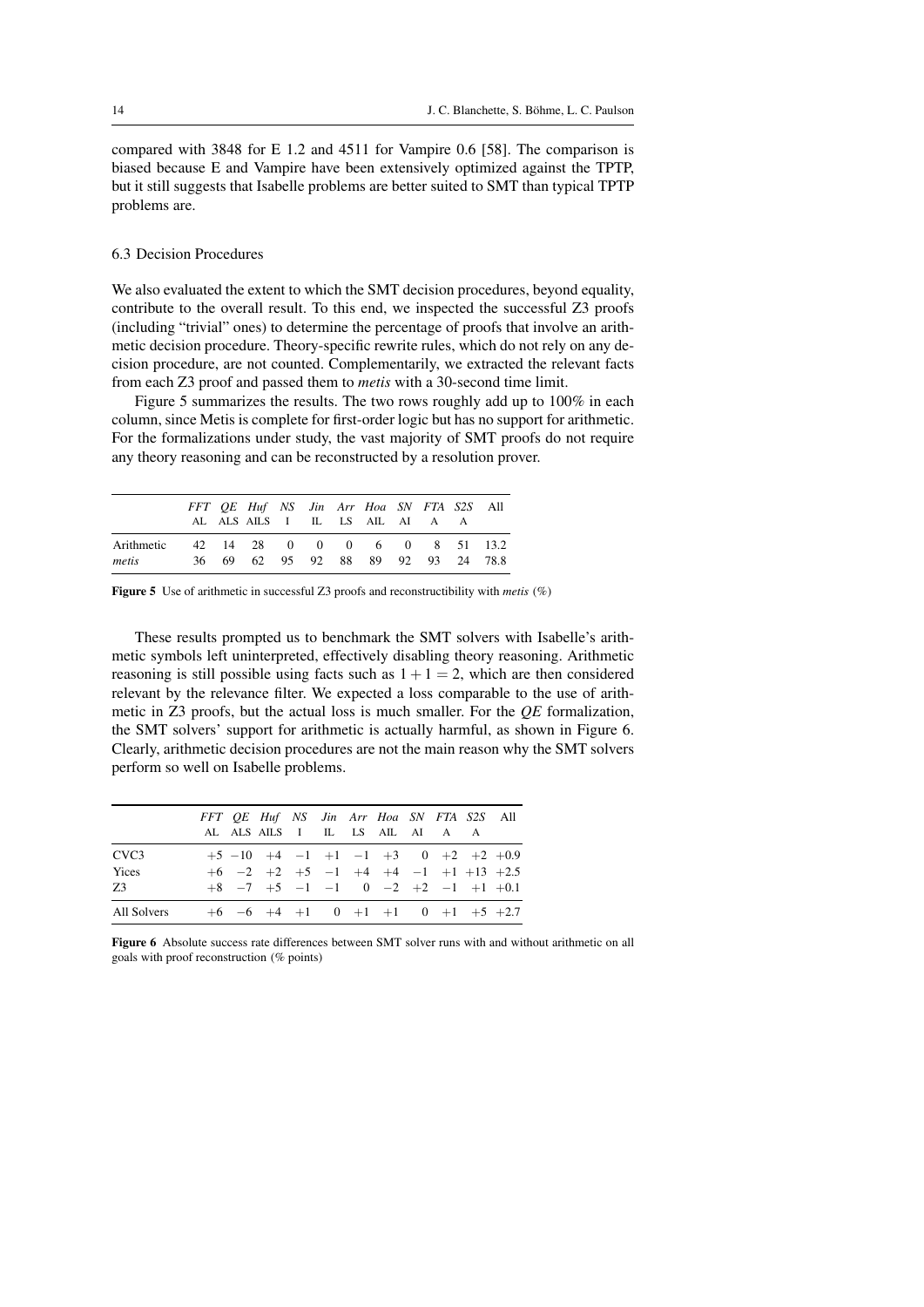compared with 3848 for E 1.2 and 4511 for Vampire 0.6 [58]. The comparison is biased because E and Vampire have been extensively optimized against the TPTP, but it still suggests that Isabelle problems are better suited to SMT than typical TPTP problems are.

### 6.3 Decision Procedures

We also evaluated the extent to which the SMT decision procedures, beyond equality, contribute to the overall result. To this end, we inspected the successful Z3 proofs (including "trivial" ones) to determine the percentage of proofs that involve an arithmetic decision procedure. Theory-specific rewrite rules, which do not rely on any decision procedure, are not counted. Complementarily, we extracted the relevant facts from each Z3 proof and passed them to *metis* with a 30-second time limit.

Figure 5 summarizes the results. The two rows roughly add up to 100% in each column, since Metis is complete for first-order logic but has no support for arithmetic. For the formalizations under study, the vast majority of SMT proofs do not require any theory reasoning and can be reconstructed by a resolution prover.

| | *FFT* AL | *QE* ALS | *Huf* AILS | *NS* I | *Jin* IL | *Arr* LS | *Hoa* AIL | *SN* AI | *FTA* A | *S2S* A | All |
|---|---|---|---|---|---|---|---|---|---|---|---|
| Arithmetic | 42 | 14 | 28 | 0 | 0 | 0 | 6 | 0 | 8 | 51 | 13.2 |
| *metis* | 36 | 69 | 62 | 95 | 92 | 88 | 89 | 92 | 93 | 24 | 78.8 |

**Figure 5** Use of arithmetic in successful Z3 proofs and reconstructibility with *metis* (%)

These results prompted us to benchmark the SMT solvers with Isabelle's arithmetic symbols left uninterpreted, effectively disabling theory reasoning. Arithmetic reasoning is still possible using facts such as $1 + 1 = 2$, which are then considered relevant by the relevance filter. We expected a loss comparable to the use of arithmetic in Z3 proofs, but the actual loss is much smaller. For the *QE* formalization, the SMT solvers' support for arithmetic is actually harmful, as shown in Figure 6. Clearly, arithmetic decision procedures are not the main reason why the SMT solvers perform so well on Isabelle problems.

| | *FFT* AL | *QE* ALS | *Huf* AILS | *NS* I | *Jin* IL | *Arr* LS | *Hoa* AIL | *SN* AI | *FTA* A | *S2S* A | All |
|---|---|---|---|---|---|---|---|---|---|---|---|
| CVC3 | +5 | −10 | +4 | −1 | +1 | −1 | +3 | 0 | +2 | +2 | +0.9 |
| Yices | +6 | −2 | +2 | +5 | −1 | +4 | +4 | −1 | +1 | +13 | +2.5 |
| Z3 | +8 | −7 | +5 | −1 | −1 | 0 | −2 | +2 | −1 | +1 | +0.1 |
| All Solvers | +6 | −6 | +4 | +1 | 0 | +1 | +1 | 0 | +1 | +5 | +2.7 |

**Figure 6** Absolute success rate differences between SMT solver runs with and without arithmetic on all goals with proof reconstruction (% points)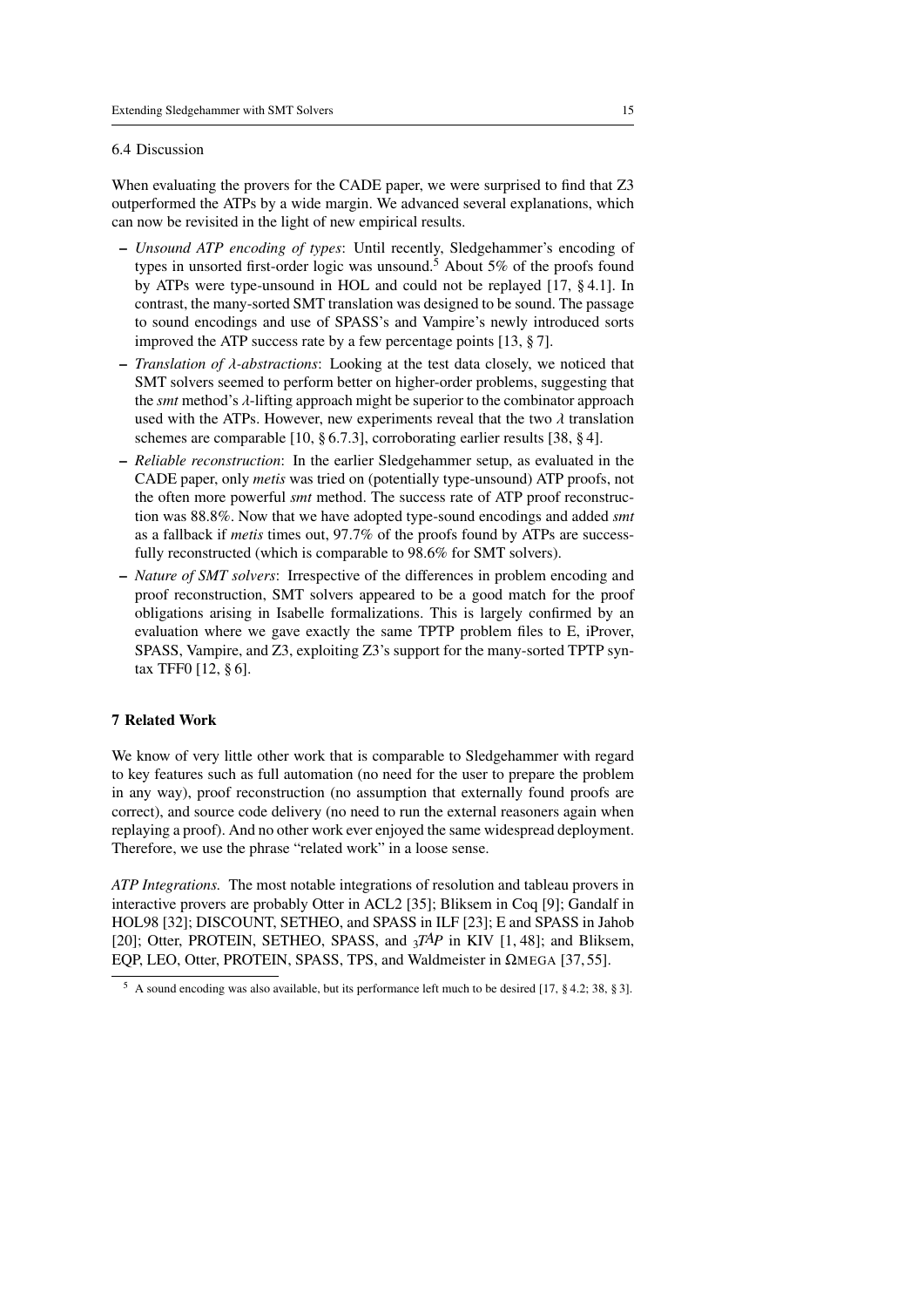### 6.4 Discussion

When evaluating the provers for the CADE paper, we were surprised to find that Z3 outperformed the ATPs by a wide margin. We advanced several explanations, which can now be revisited in the light of new empirical results.

- *Unsound ATP encoding of types*: Until recently, Sledgehammer's encoding of types in unsorted first-order logic was unsound.[5] About 5% of the proofs found by ATPs were type-unsound in HOL and could not be replayed [17, § 4.1]. In contrast, the many-sorted SMT translation was designed to be sound. The passage to sound encodings and use of SPASS's and Vampire's newly introduced sorts improved the ATP success rate by a few percentage points [13, § 7].
- *Translation of $\lambda$-abstractions*: Looking at the test data closely, we noticed that SMT solvers seemed to perform better on higher-order problems, suggesting that the *smt* method's $\lambda$-lifting approach might be superior to the combinator approach used with the ATPs. However, new experiments reveal that the two $\lambda$ translation schemes are comparable [10, § 6.7.3], corroborating earlier results [38, § 4].
- *Reliable reconstruction*: In the earlier Sledgehammer setup, as evaluated in the CADE paper, only *metis* was tried on (potentially type-unsound) ATP proofs, not the often more powerful *smt* method. The success rate of ATP proof reconstruction was 88.8%. Now that we have adopted type-sound encodings and added *smt* as a fallback if *metis* times out, 97.7% of the proofs found by ATPs are successfully reconstructed (which is comparable to 98.6% for SMT solvers).
- *Nature of SMT solvers*: Irrespective of the differences in problem encoding and proof reconstruction, SMT solvers appeared to be a good match for the proof obligations arising in Isabelle formalizations. This is largely confirmed by an evaluation where we gave exactly the same TPTP problem files to E, iProver, SPASS, Vampire, and Z3, exploiting Z3's support for the many-sorted TPTP syntax TFF0 [12, § 6].

## 7 Related Work

We know of very little other work that is comparable to Sledgehammer with regard to key features such as full automation (no need for the user to prepare the problem in any way), proof reconstruction (no assumption that externally found proofs are correct), and source code delivery (no need to run the external reasoners again when replaying a proof). And no other work ever enjoyed the same widespread deployment. Therefore, we use the phrase "related work" in a loose sense.

*ATP Integrations.* The most notable integrations of resolution and tableau provers in interactive provers are probably Otter in ACL2 [35]; Bliksem in Coq [9]; Gandalf in HOL98 [32]; DISCOUNT, SETHEO, and SPASS in ILF [23]; E and SPASS in Jahob [20]; Otter, PROTEIN, SETHEO, SPASS, and $_3T\!AP$ in KIV [1, 48]; and Bliksem, EQP, LEO, Otter, PROTEIN, SPASS, TPS, and Waldmeister in ΩMEGA [37, 55].

[5] A sound encoding was also available, but its performance left much to be desired [17, § 4.2; 38, § 3].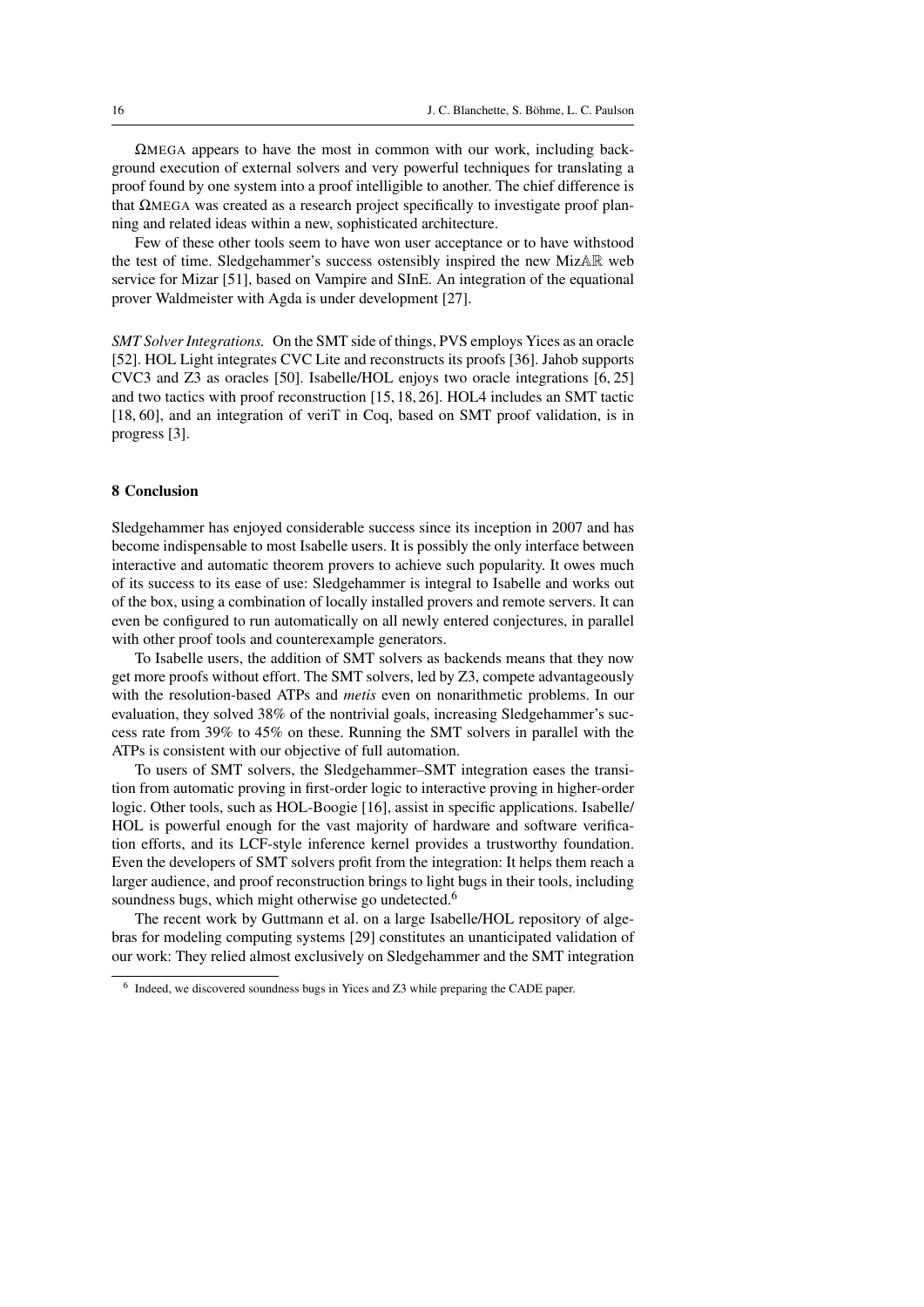ΩMEGA appears to have the most in common with our work, including background execution of external solvers and very powerful techniques for translating a proof found by one system into a proof intelligible to another. The chief difference is that ΩMEGA was created as a research project specifically to investigate proof planning and related ideas within a new, sophisticated architecture.

Few of these other tools seem to have won user acceptance or to have withstood the test of time. Sledgehammer's success ostensibly inspired the new MizAR web service for Mizar [51], based on Vampire and SInE. An integration of the equational prover Waldmeister with Agda is under development [27].

*SMT Solver Integrations.* On the SMT side of things, PVS employs Yices as an oracle [52]. HOL Light integrates CVC Lite and reconstructs its proofs [36]. Jahob supports CVC3 and Z3 as oracles [50]. Isabelle/HOL enjoys two oracle integrations [6, 25] and two tactics with proof reconstruction [15, 18, 26]. HOL4 includes an SMT tactic [18, 60], and an integration of veriT in Coq, based on SMT proof validation, is in progress [3].

## 8 Conclusion

Sledgehammer has enjoyed considerable success since its inception in 2007 and has become indispensable to most Isabelle users. It is possibly the only interface between interactive and automatic theorem provers to achieve such popularity. It owes much of its success to its ease of use: Sledgehammer is integral to Isabelle and works out of the box, using a combination of locally installed provers and remote servers. It can even be configured to run automatically on all newly entered conjectures, in parallel with other proof tools and counterexample generators.

To Isabelle users, the addition of SMT solvers as backends means that they now get more proofs without effort. The SMT solvers, led by Z3, compete advantageously with the resolution-based ATPs and *metis* even on nonarithmetic problems. In our evaluation, they solved 38% of the nontrivial goals, increasing Sledgehammer's success rate from 39% to 45% on these. Running the SMT solvers in parallel with the ATPs is consistent with our objective of full automation.

To users of SMT solvers, the Sledgehammer–SMT integration eases the transition from automatic proving in first-order logic to interactive proving in higher-order logic. Other tools, such as HOL-Boogie [16], assist in specific applications. Isabelle/HOL is powerful enough for the vast majority of hardware and software verification efforts, and its LCF-style inference kernel provides a trustworthy foundation. Even the developers of SMT solvers profit from the integration: It helps them reach a larger audience, and proof reconstruction brings to light bugs in their tools, including soundness bugs, which might otherwise go undetected.[6]

The recent work by Guttmann et al. on a large Isabelle/HOL repository of algebras for modeling computing systems [29] constitutes an unanticipated validation of our work: They relied almost exclusively on Sledgehammer and the SMT integration

[6] Indeed, we discovered soundness bugs in Yices and Z3 while preparing the CADE paper.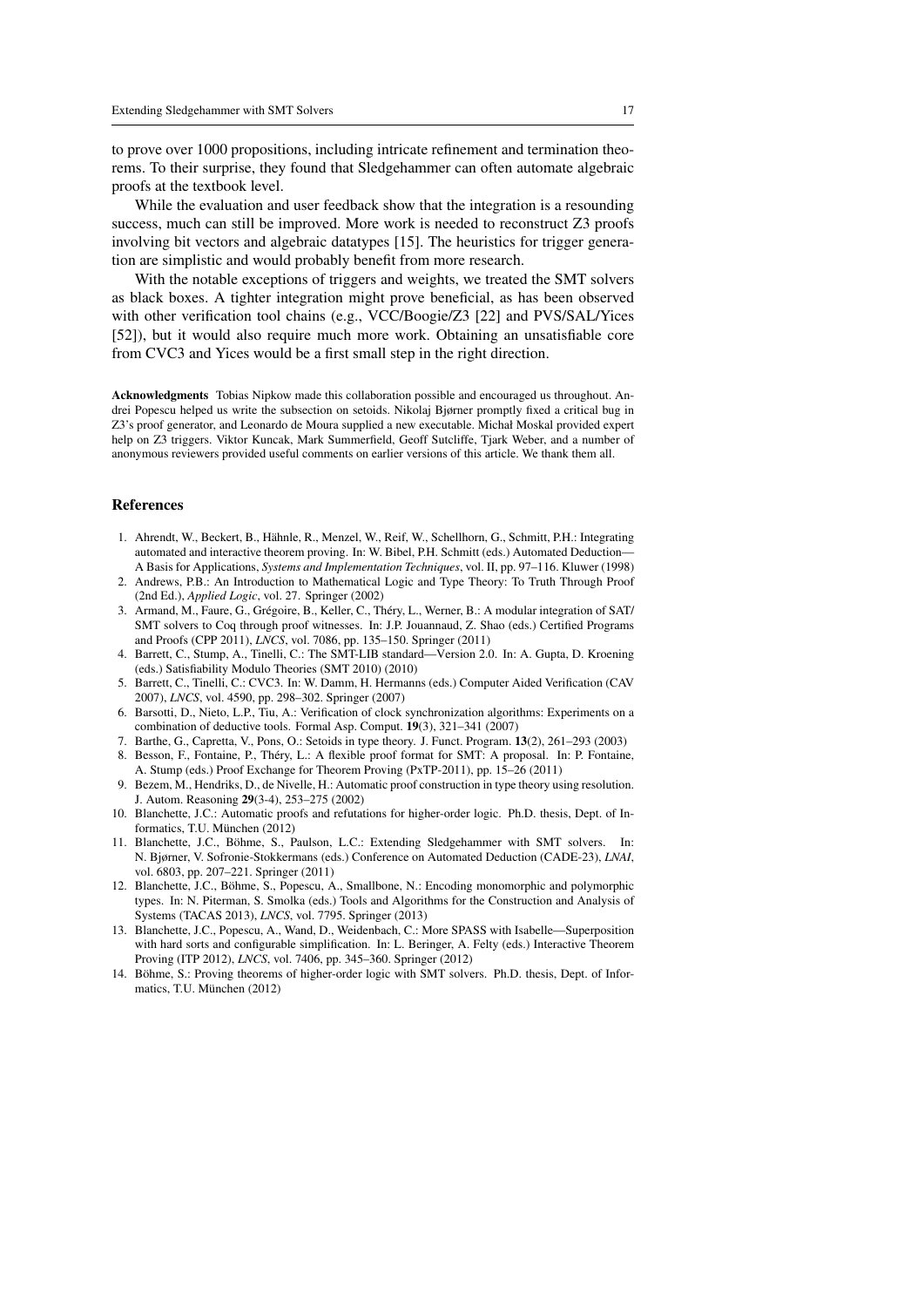to prove over 1000 propositions, including intricate refinement and termination theorems. To their surprise, they found that Sledgehammer can often automate algebraic proofs at the textbook level.

While the evaluation and user feedback show that the integration is a resounding success, much can still be improved. More work is needed to reconstruct Z3 proofs involving bit vectors and algebraic datatypes [15]. The heuristics for trigger generation are simplistic and would probably benefit from more research.

With the notable exceptions of triggers and weights, we treated the SMT solvers as black boxes. A tighter integration might prove beneficial, as has been observed with other verification tool chains (e.g., VCC/Boogie/Z3 [22] and PVS/SAL/Yices [52]), but it would also require much more work. Obtaining an unsatisfiable core from CVC3 and Yices would be a first small step in the right direction.

**Acknowledgments** Tobias Nipkow made this collaboration possible and encouraged us throughout. Andrei Popescu helped us write the subsection on setoids. Nikolaj Bjørner promptly fixed a critical bug in Z3's proof generator, and Leonardo de Moura supplied a new executable. Michał Moskal provided expert help on Z3 triggers. Viktor Kuncak, Mark Summerfield, Geoff Sutcliffe, Tjark Weber, and a number of anonymous reviewers provided useful comments on earlier versions of this article. We thank them all.

## References

1. Ahrendt, W., Beckert, B., Hähnle, R., Menzel, W., Reif, W., Schellhorn, G., Schmitt, P.H.: Integrating automated and interactive theorem proving. In: W. Bibel, P.H. Schmitt (eds.) Automated Deduction—A Basis for Applications, *Systems and Implementation Techniques*, vol. II, pp. 97–116. Kluwer (1998)
2. Andrews, P.B.: An Introduction to Mathematical Logic and Type Theory: To Truth Through Proof (2nd Ed.), *Applied Logic*, vol. 27. Springer (2002)
3. Armand, M., Faure, G., Grégoire, B., Keller, C., Théry, L., Werner, B.: A modular integration of SAT/SMT solvers to Coq through proof witnesses. In: J.P. Jouannaud, Z. Shao (eds.) Certified Programs and Proofs (CPP 2011), *LNCS*, vol. 7086, pp. 135–150. Springer (2011)
4. Barrett, C., Stump, A., Tinelli, C.: The SMT-LIB standard—Version 2.0. In: A. Gupta, D. Kroening (eds.) Satisfiability Modulo Theories (SMT 2010) (2010)
5. Barrett, C., Tinelli, C.: CVC3. In: W. Damm, H. Hermanns (eds.) Computer Aided Verification (CAV 2007), *LNCS*, vol. 4590, pp. 298–302. Springer (2007)
6. Barsotti, D., Nieto, L.P., Tiu, A.: Verification of clock synchronization algorithms: Experiments on a combination of deductive tools. Formal Asp. Comput. **19**(3), 321–341 (2007)
7. Barthe, G., Capretta, V., Pons, O.: Setoids in type theory. J. Funct. Program. **13**(2), 261–293 (2003)
8. Besson, F., Fontaine, P., Théry, L.: A flexible proof format for SMT: A proposal. In: P. Fontaine, A. Stump (eds.) Proof Exchange for Theorem Proving (PxTP-2011), pp. 15–26 (2011)
9. Bezem, M., Hendriks, D., de Nivelle, H.: Automatic proof construction in type theory using resolution. J. Autom. Reasoning **29**(3-4), 253–275 (2002)
10. Blanchette, J.C.: Automatic proofs and refutations for higher-order logic. Ph.D. thesis, Dept. of Informatics, T.U. München (2012)
11. Blanchette, J.C., Böhme, S., Paulson, L.C.: Extending Sledgehammer with SMT solvers. In: N. Bjørner, V. Sofronie-Stokkermans (eds.) Conference on Automated Deduction (CADE-23), *LNAI*, vol. 6803, pp. 207–221. Springer (2011)
12. Blanchette, J.C., Böhme, S., Popescu, A., Smallbone, N.: Encoding monomorphic and polymorphic types. In: N. Piterman, S. Smolka (eds.) Tools and Algorithms for the Construction and Analysis of Systems (TACAS 2013), *LNCS*, vol. 7795. Springer (2013)
13. Blanchette, J.C., Popescu, A., Wand, D., Weidenbach, C.: More SPASS with Isabelle—Superposition with hard sorts and configurable simplification. In: L. Beringer, A. Felty (eds.) Interactive Theorem Proving (ITP 2012), *LNCS*, vol. 7406, pp. 345–360. Springer (2012)
14. Böhme, S.: Proving theorems of higher-order logic with SMT solvers. Ph.D. thesis, Dept. of Informatics, T.U. München (2012)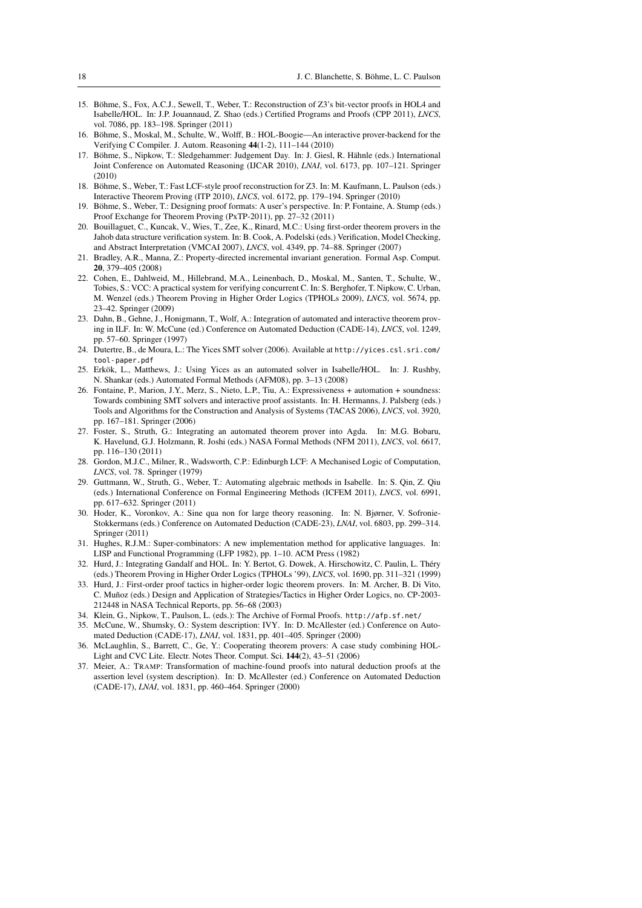15. Böhme, S., Fox, A.C.J., Sewell, T., Weber, T.: Reconstruction of Z3's bit-vector proofs in HOL4 and Isabelle/HOL. In: J.P. Jouannaud, Z. Shao (eds.) Certified Programs and Proofs (CPP 2011), *LNCS*, vol. 7086, pp. 183–198. Springer (2011)
16. Böhme, S., Moskal, M., Schulte, W., Wolff, B.: HOL-Boogie—An interactive prover-backend for the Verifying C Compiler. J. Autom. Reasoning **44**(1-2), 111–144 (2010)
17. Böhme, S., Nipkow, T.: Sledgehammer: Judgement Day. In: J. Giesl, R. Hähnle (eds.) International Joint Conference on Automated Reasoning (IJCAR 2010), *LNAI*, vol. 6173, pp. 107–121. Springer (2010)
18. Böhme, S., Weber, T.: Fast LCF-style proof reconstruction for Z3. In: M. Kaufmann, L. Paulson (eds.) Interactive Theorem Proving (ITP 2010), *LNCS*, vol. 6172, pp. 179–194. Springer (2010)
19. Böhme, S., Weber, T.: Designing proof formats: A user's perspective. In: P. Fontaine, A. Stump (eds.) Proof Exchange for Theorem Proving (PxTP-2011), pp. 27–32 (2011)
20. Bouillaguet, C., Kuncak, V., Wies, T., Zee, K., Rinard, M.C.: Using first-order theorem provers in the Jahob data structure verification system. In: B. Cook, A. Podelski (eds.) Verification, Model Checking, and Abstract Interpretation (VMCAI 2007), *LNCS*, vol. 4349, pp. 74–88. Springer (2007)
21. Bradley, A.R., Manna, Z.: Property-directed incremental invariant generation. Formal Asp. Comput. **20**, 379–405 (2008)
22. Cohen, E., Dahlweid, M., Hillebrand, M.A., Leinenbach, D., Moskal, M., Santen, T., Schulte, W., Tobies, S.: VCC: A practical system for verifying concurrent C. In: S. Berghofer, T. Nipkow, C. Urban, M. Wenzel (eds.) Theorem Proving in Higher Order Logics (TPHOLs 2009), *LNCS*, vol. 5674, pp. 23–42. Springer (2009)
23. Dahn, B., Gehne, J., Honigmann, T., Wolf, A.: Integration of automated and interactive theorem proving in ILF. In: W. McCune (ed.) Conference on Automated Deduction (CADE-14), *LNCS*, vol. 1249, pp. 57–60. Springer (1997)
24. Dutertre, B., de Moura, L.: The Yices SMT solver (2006). Available at `http://yices.csl.sri.com/tool-paper.pdf`
25. Erkök, L., Matthews, J.: Using Yices as an automated solver in Isabelle/HOL. In: J. Rushby, N. Shankar (eds.) Automated Formal Methods (AFM08), pp. 3–13 (2008)
26. Fontaine, P., Marion, J.Y., Merz, S., Nieto, L.P., Tiu, A.: Expressiveness + automation + soundness: Towards combining SMT solvers and interactive proof assistants. In: H. Hermanns, J. Palsberg (eds.) Tools and Algorithms for the Construction and Analysis of Systems (TACAS 2006), *LNCS*, vol. 3920, pp. 167–181. Springer (2006)
27. Foster, S., Struth, G.: Integrating an automated theorem prover into Agda. In: M.G. Bobaru, K. Havelund, G.J. Holzmann, R. Joshi (eds.) NASA Formal Methods (NFM 2011), *LNCS*, vol. 6617, pp. 116–130 (2011)
28. Gordon, M.J.C., Milner, R., Wadsworth, C.P.: Edinburgh LCF: A Mechanised Logic of Computation, *LNCS*, vol. 78. Springer (1979)
29. Guttmann, W., Struth, G., Weber, T.: Automating algebraic methods in Isabelle. In: S. Qin, Z. Qiu (eds.) International Conference on Formal Engineering Methods (ICFEM 2011), *LNCS*, vol. 6991, pp. 617–632. Springer (2011)
30. Hoder, K., Voronkov, A.: Sine qua non for large theory reasoning. In: N. Bjørner, V. Sofronie-Stokkermans (eds.) Conference on Automated Deduction (CADE-23), *LNAI*, vol. 6803, pp. 299–314. Springer (2011)
31. Hughes, R.J.M.: Super-combinators: A new implementation method for applicative languages. In: LISP and Functional Programming (LFP 1982), pp. 1–10. ACM Press (1982)
32. Hurd, J.: Integrating Gandalf and HOL. In: Y. Bertot, G. Dowek, A. Hirschowitz, C. Paulin, L. Théry (eds.) Theorem Proving in Higher Order Logics (TPHOLs '99), *LNCS*, vol. 1690, pp. 311–321 (1999)
33. Hurd, J.: First-order proof tactics in higher-order logic theorem provers. In: M. Archer, B. Di Vito, C. Muñoz (eds.) Design and Application of Strategies/Tactics in Higher Order Logics, no. CP-2003-212448 in NASA Technical Reports, pp. 56–68 (2003)
34. Klein, G., Nipkow, T., Paulson, L. (eds.): The Archive of Formal Proofs. `http://afp.sf.net/`
35. McCune, W., Shumsky, O.: System description: IVY. In: D. McAllester (ed.) Conference on Automated Deduction (CADE-17), *LNAI*, vol. 1831, pp. 401–405. Springer (2000)
36. McLaughlin, S., Barrett, C., Ge, Y.: Cooperating theorem provers: A case study combining HOL-Light and CVC Lite. Electr. Notes Theor. Comput. Sci. **144**(2), 43–51 (2006)
37. Meier, A.: TRAMP: Transformation of machine-found proofs into natural deduction proofs at the assertion level (system description). In: D. McAllester (ed.) Conference on Automated Deduction (CADE-17), *LNAI*, vol. 1831, pp. 460–464. Springer (2000)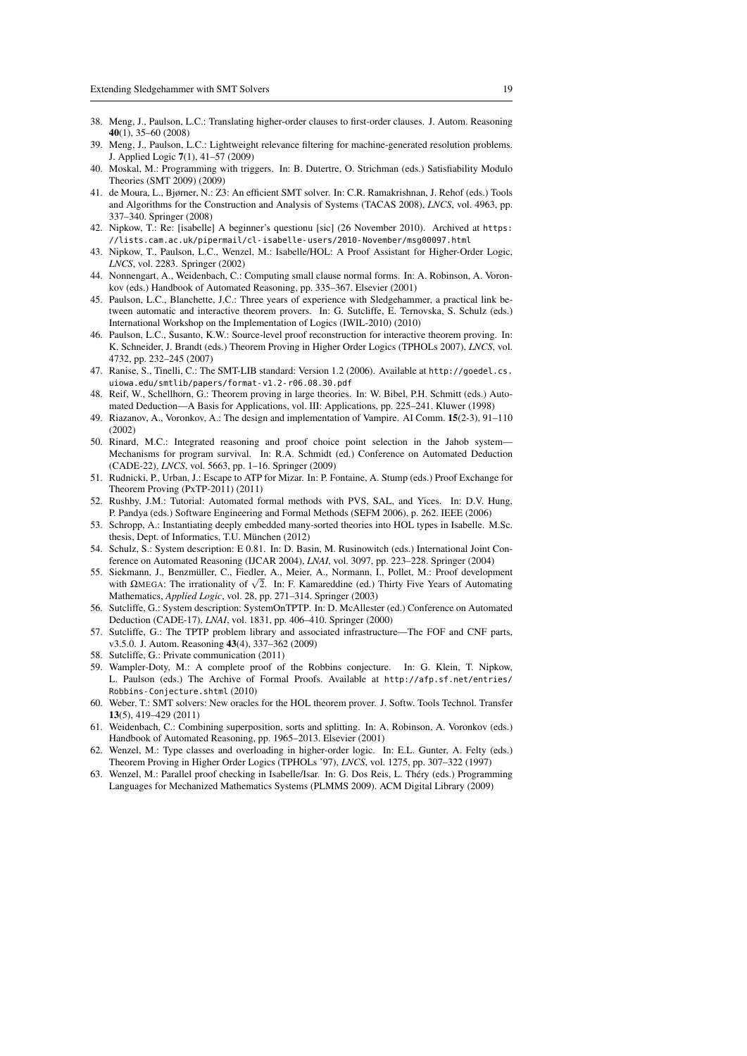38. Meng, J., Paulson, L.C.: Translating higher-order clauses to first-order clauses. J. Autom. Reasoning **40**(1), 35–60 (2008)
39. Meng, J., Paulson, L.C.: Lightweight relevance filtering for machine-generated resolution problems. J. Applied Logic **7**(1), 41–57 (2009)
40. Moskal, M.: Programming with triggers. In: B. Dutertre, O. Strichman (eds.) Satisfiability Modulo Theories (SMT 2009) (2009)
41. de Moura, L., Bjørner, N.: Z3: An efficient SMT solver. In: C.R. Ramakrishnan, J. Rehof (eds.) Tools and Algorithms for the Construction and Analysis of Systems (TACAS 2008), *LNCS*, vol. 4963, pp. 337–340. Springer (2008)
42. Nipkow, T.: Re: [isabelle] A beginner's questionu [sic] (26 November 2010). Archived at `https://lists.cam.ac.uk/pipermail/cl-isabelle-users/2010-November/msg00097.html`
43. Nipkow, T., Paulson, L.C., Wenzel, M.: Isabelle/HOL: A Proof Assistant for Higher-Order Logic, *LNCS*, vol. 2283. Springer (2002)
44. Nonnengart, A., Weidenbach, C.: Computing small clause normal forms. In: A. Robinson, A. Voronkov (eds.) Handbook of Automated Reasoning, pp. 335–367. Elsevier (2001)
45. Paulson, L.C., Blanchette, J.C.: Three years of experience with Sledgehammer, a practical link between automatic and interactive theorem provers. In: G. Sutcliffe, E. Ternovska, S. Schulz (eds.) International Workshop on the Implementation of Logics (IWIL-2010) (2010)
46. Paulson, L.C., Susanto, K.W.: Source-level proof reconstruction for interactive theorem proving. In: K. Schneider, J. Brandt (eds.) Theorem Proving in Higher Order Logics (TPHOLs 2007), *LNCS*, vol. 4732, pp. 232–245 (2007)
47. Ranise, S., Tinelli, C.: The SMT-LIB standard: Version 1.2 (2006). Available at `http://goedel.cs.uiowa.edu/smtlib/papers/format-v1.2-r06.08.30.pdf`
48. Reif, W., Schellhorn, G.: Theorem proving in large theories. In: W. Bibel, P.H. Schmitt (eds.) Automated Deduction—A Basis for Applications, vol. III: Applications, pp. 225–241. Kluwer (1998)
49. Riazanov, A., Voronkov, A.: The design and implementation of Vampire. AI Comm. **15**(2-3), 91–110 (2002)
50. Rinard, M.C.: Integrated reasoning and proof choice point selection in the Jahob system—Mechanisms for program survival. In: R.A. Schmidt (ed.) Conference on Automated Deduction (CADE-22), *LNCS*, vol. 5663, pp. 1–16. Springer (2009)
51. Rudnicki, P., Urban, J.: Escape to ATP for Mizar. In: P. Fontaine, A. Stump (eds.) Proof Exchange for Theorem Proving (PxTP-2011) (2011)
52. Rushby, J.M.: Tutorial: Automated formal methods with PVS, SAL, and Yices. In: D.V. Hung, P. Pandya (eds.) Software Engineering and Formal Methods (SEFM 2006), p. 262. IEEE (2006)
53. Schropp, A.: Instantiating deeply embedded many-sorted theories into HOL types in Isabelle. M.Sc. thesis, Dept. of Informatics, T.U. München (2012)
54. Schulz, S.: System description: E 0.81. In: D. Basin, M. Rusinowitch (eds.) International Joint Conference on Automated Reasoning (IJCAR 2004), *LNAI*, vol. 3097, pp. 223–228. Springer (2004)
55. Siekmann, J., Benzmüller, C., Fiedler, A., Meier, A., Normann, I., Pollet, M.: Proof development with ΩMEGA: The irrationality of $\sqrt{2}$. In: F. Kamareddine (ed.) Thirty Five Years of Automating Mathematics, *Applied Logic*, vol. 28, pp. 271–314. Springer (2003)
56. Sutcliffe, G.: System description: SystemOnTPTP. In: D. McAllester (ed.) Conference on Automated Deduction (CADE-17), *LNAI*, vol. 1831, pp. 406–410. Springer (2000)
57. Sutcliffe, G.: The TPTP problem library and associated infrastructure—The FOF and CNF parts, v3.5.0. J. Autom. Reasoning **43**(4), 337–362 (2009)
58. Sutcliffe, G.: Private communication (2011)
59. Wampler-Doty, M.: A complete proof of the Robbins conjecture. In: G. Klein, T. Nipkow, L. Paulson (eds.) The Archive of Formal Proofs. Available at `http://afp.sf.net/entries/Robbins-Conjecture.shtml` (2010)
60. Weber, T.: SMT solvers: New oracles for the HOL theorem prover. J. Softw. Tools Technol. Transfer **13**(5), 419–429 (2011)
61. Weidenbach, C.: Combining superposition, sorts and splitting. In: A. Robinson, A. Voronkov (eds.) Handbook of Automated Reasoning, pp. 1965–2013. Elsevier (2001)
62. Wenzel, M.: Type classes and overloading in higher-order logic. In: E.L. Gunter, A. Felty (eds.) Theorem Proving in Higher Order Logics (TPHOLs '97), *LNCS*, vol. 1275, pp. 307–322 (1997)
63. Wenzel, M.: Parallel proof checking in Isabelle/Isar. In: G. Dos Reis, L. Théry (eds.) Programming Languages for Mechanized Mathematics Systems (PLMMS 2009). ACM Digital Library (2009)